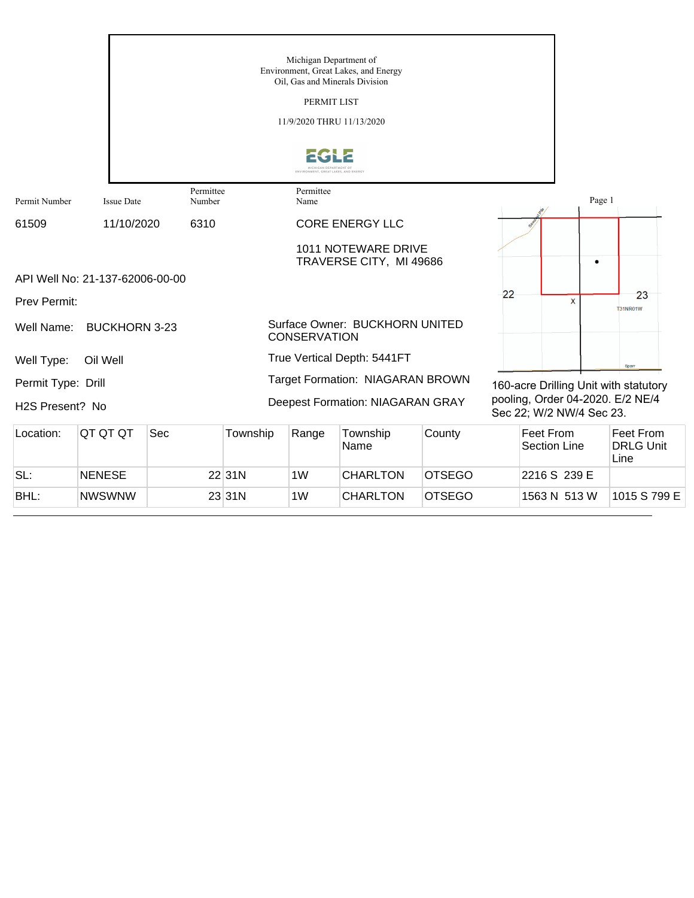Michigan Department of
Environment, Great Lakes, and Energy
Oil, Gas and Minerals Division

PERMIT LIST

11/9/2020 THRU 11/13/2020

EGLE

| Permit Number | Issue Date | Permittee Number | Permittee Name |
|---|---|---|---|
| 61509 | 11/10/2020 | 6310 | CORE ENERGY LLC |

1011 NOTEWARE DRIVE
TRAVERSE CITY, MI 49686

API Well No: 21-137-62006-00-00

Prev Permit:

Well Name: BUCKHORN 3-23

Surface Owner: BUCKHORN UNITED CONSERVATION

Well Type: Oil Well

True Vertical Depth: 5441FT

Permit Type: Drill

Target Formation: NIAGARAN BROWN

H2S Present? No

Deepest Formation: NIAGARAN GRAY

160-acre Drilling Unit with statutory pooling, Order 04-2020. E/2 NE/4 Sec 22; W/2 NW/4 Sec 23.

| Location: | QT QT QT | Sec | Township | Range | Township Name | County | Feet From Section Line | Feet From DRLG Unit Line |
|---|---|---|---|---|---|---|---|---|
| SL: | NENESE | 22 | 31N | 1W | CHARLTON | OTSEGO | 2216 S 239 E | |
| BHL: | NWSWNW | 23 | 31N | 1W | CHARLTON | OTSEGO | 1563 N 513 W | 1015 S 799 E |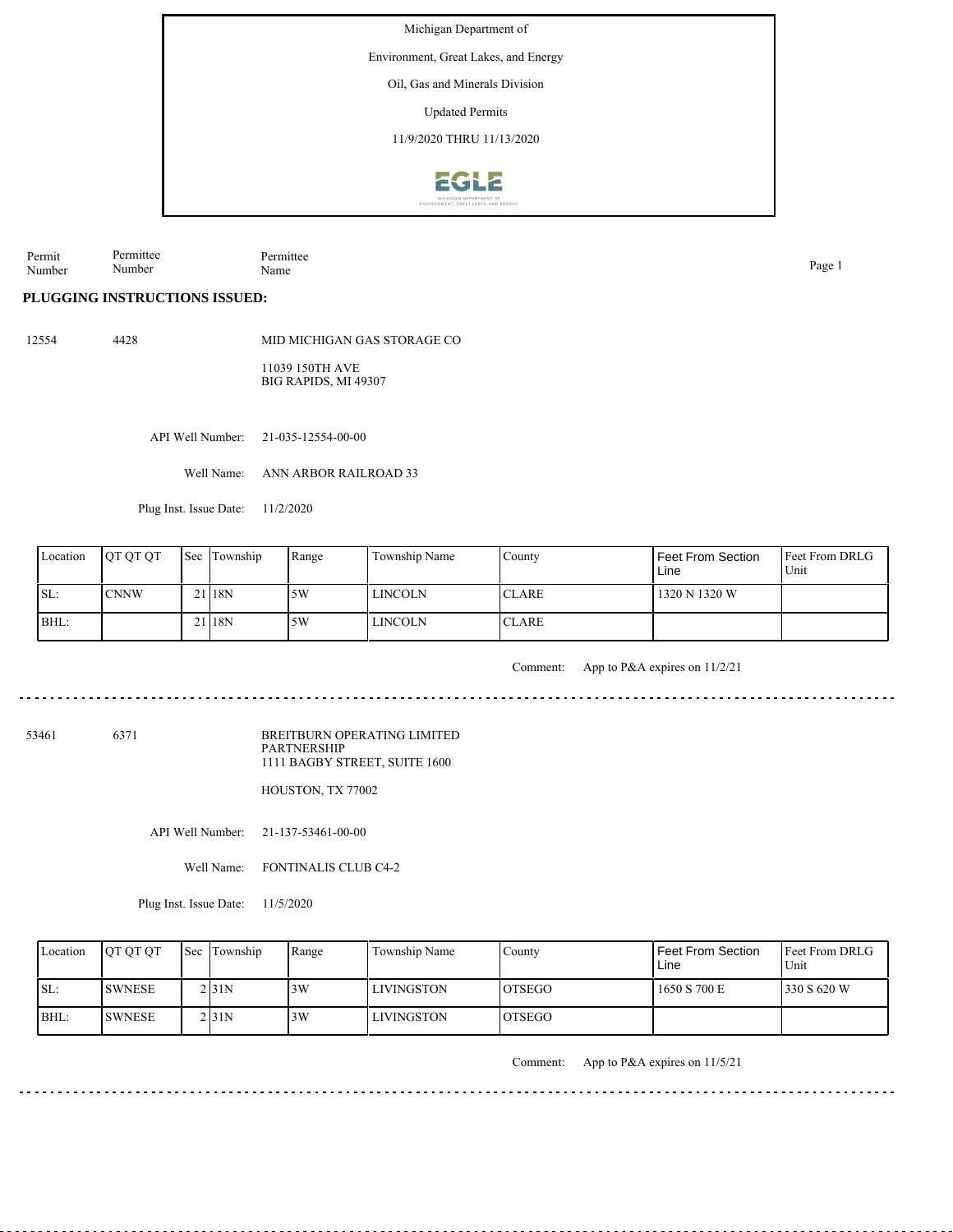Michigan Department of

Environment, Great Lakes, and Energy

Oil, Gas and Minerals Division

Updated Permits

11/9/2020 THRU 11/13/2020

| Permit Number | Permittee Number | Permittee Name |
|---|---|---|

**PLUGGING INSTRUCTIONS ISSUED:**

12554 4428 MID MICHIGAN GAS STORAGE CO

11039 150TH AVE
BIG RAPIDS, MI 49307

API Well Number: 21-035-12554-00-00

Well Name: ANN ARBOR RAILROAD 33

Plug Inst. Issue Date: 11/2/2020

| Location | QT QT QT | Sec | Township | Range | Township Name | County | Feet From Section Line | Feet From DRLG Unit |
|---|---|---|---|---|---|---|---|---|
| SL: | CNNW | 21 | 18N | 5W | LINCOLN | CLARE | 1320 N 1320 W | |
| BHL: | | 21 | 18N | 5W | LINCOLN | CLARE | | |

Comment: App to P&A expires on 11/2/21

---

53461 6371 BREITBURN OPERATING LIMITED PARTNERSHIP

1111 BAGBY STREET, SUITE 1600

HOUSTON, TX 77002

API Well Number: 21-137-53461-00-00

Well Name: FONTINALIS CLUB C4-2

Plug Inst. Issue Date: 11/5/2020

| Location | QT QT QT | Sec | Township | Range | Township Name | County | Feet From Section Line | Feet From DRLG Unit |
|---|---|---|---|---|---|---|---|---|
| SL: | SWNESE | 2 | 31N | 3W | LIVINGSTON | OTSEGO | 1650 S 700 E | 330 S 620 W |
| BHL: | SWNESE | 2 | 31N | 3W | LIVINGSTON | OTSEGO | | |

Comment: App to P&A expires on 11/5/21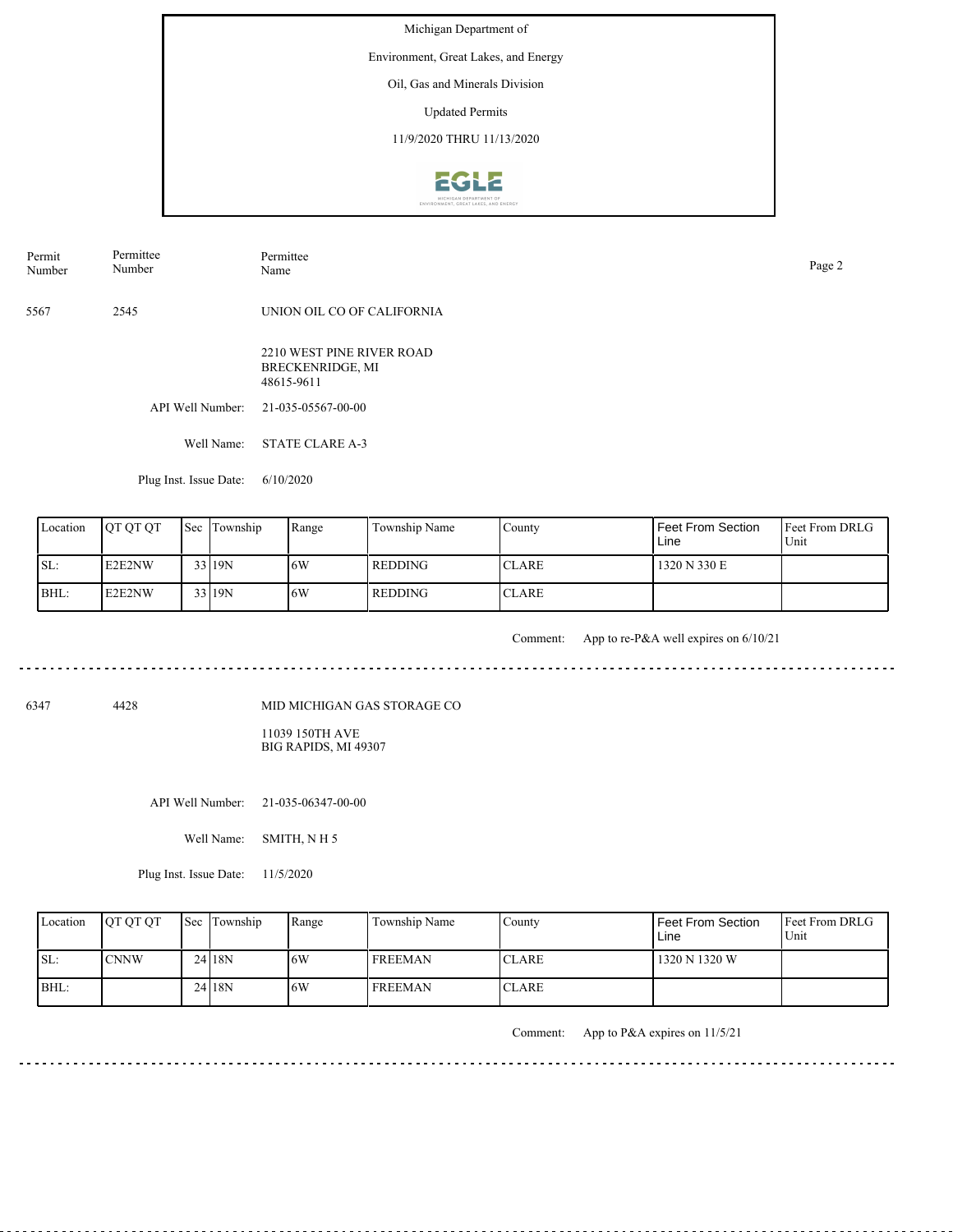Michigan Department of

Environment, Great Lakes, and Energy

Oil, Gas and Minerals Division

Updated Permits

11/9/2020 THRU 11/13/2020

| Permit Number | Permittee Number | Permittee Name |
|---|---|---|
| 5567 | 2545 | UNION OIL CO OF CALIFORNIA |

2210 WEST PINE RIVER ROAD
BRECKENRIDGE, MI
48615-9611

API Well Number: 21-035-05567-00-00

Well Name: STATE CLARE A-3

Plug Inst. Issue Date: 6/10/2020

| Location | QT QT QT | Sec | Township | Range | Township Name | County | Feet From Section Line | Feet From DRLG Unit |
|---|---|---|---|---|---|---|---|---|
| SL: | E2E2NW | 33 | 19N | 6W | REDDING | CLARE | 1320 N 330 E | |
| BHL: | E2E2NW | 33 | 19N | 6W | REDDING | CLARE | | |

Comment: App to re-P&A well expires on 6/10/21

---

| Permit Number | Permittee Number | Permittee Name |
|---|---|---|
| 6347 | 4428 | MID MICHIGAN GAS STORAGE CO |

11039 150TH AVE
BIG RAPIDS, MI 49307

API Well Number: 21-035-06347-00-00

Well Name: SMITH, N H 5

Plug Inst. Issue Date: 11/5/2020

| Location | QT QT QT | Sec | Township | Range | Township Name | County | Feet From Section Line | Feet From DRLG Unit |
|---|---|---|---|---|---|---|---|---|
| SL: | CNNW | 24 | 18N | 6W | FREEMAN | CLARE | 1320 N 1320 W | |
| BHL: | | 24 | 18N | 6W | FREEMAN | CLARE | | |

Comment: App to P&A expires on 11/5/21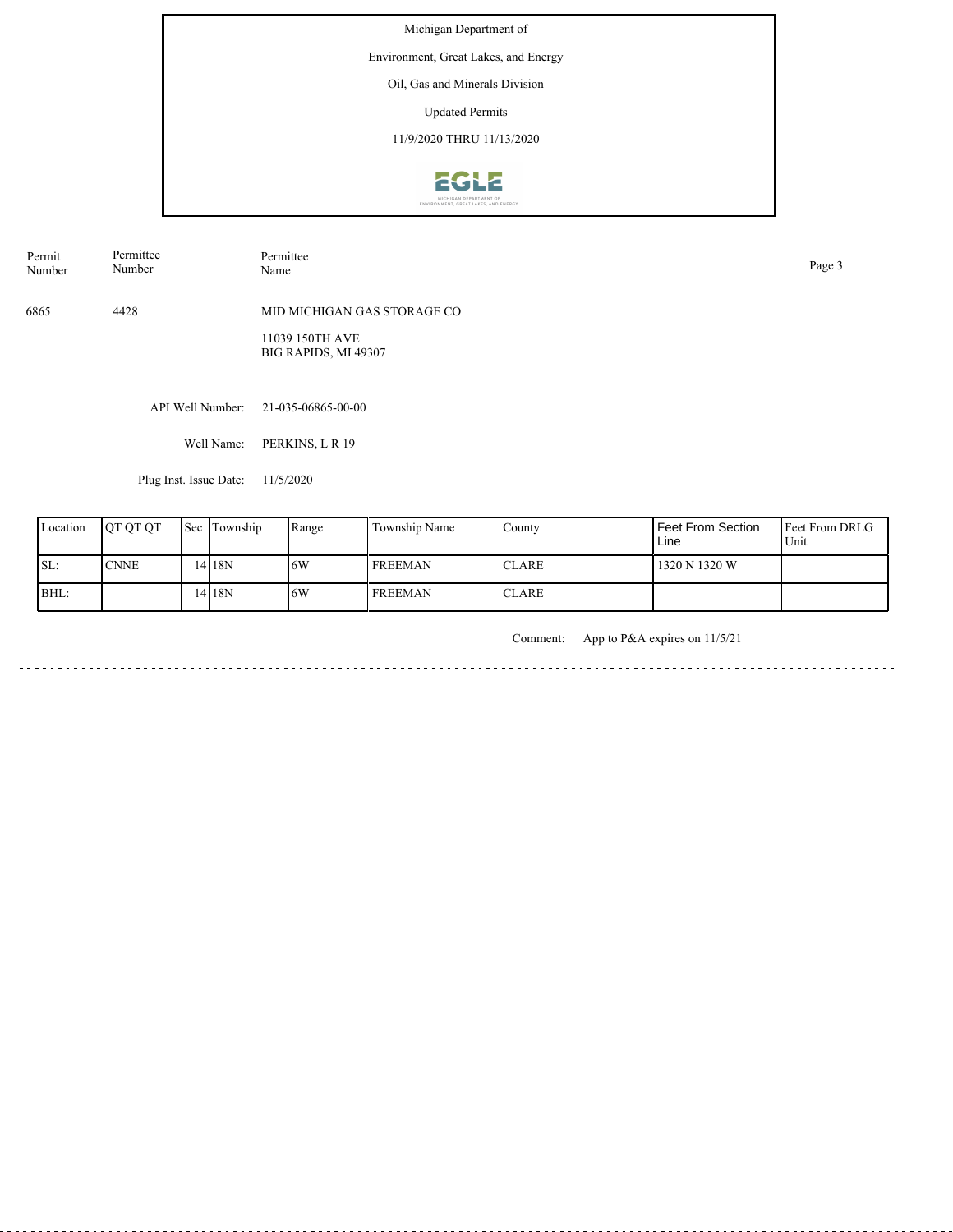Michigan Department of

Environment, Great Lakes, and Energy

Oil, Gas and Minerals Division

Updated Permits

11/9/2020 THRU 11/13/2020

| Permit Number | Permittee Number | Permittee Name |
|---|---|---|
| 6865 | 4428 | MID MICHIGAN GAS STORAGE CO<br>11039 150TH AVE<br>BIG RAPIDS, MI 49307 |

API Well Number: 21-035-06865-00-00

Well Name: PERKINS, L R 19

Plug Inst. Issue Date: 11/5/2020

| Location | QT QT QT | Sec | Township | Range | Township Name | County | Feet From Section Line | Feet From DRLG Unit |
|---|---|---|---|---|---|---|---|---|
| SL: | CNNE | 14 | 18N | 6W | FREEMAN | CLARE | 1320 N 1320 W | |
| BHL: | | 14 | 18N | 6W | FREEMAN | CLARE | | |

Comment: App to P&A expires on 11/5/21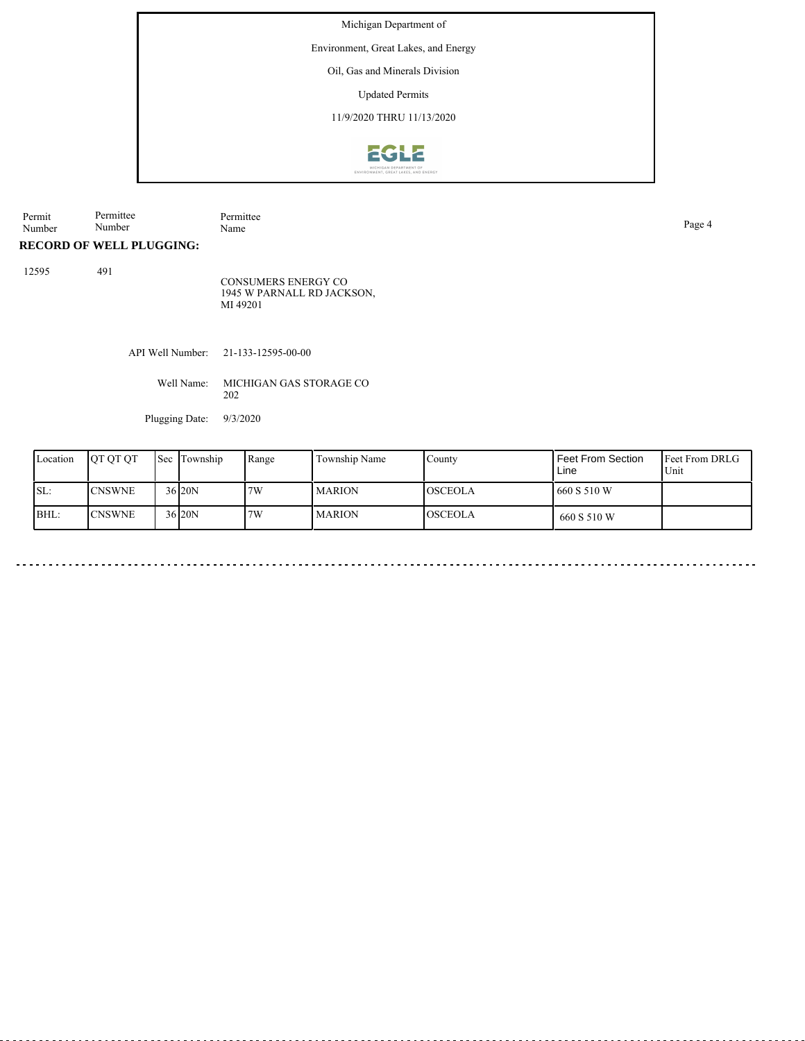Michigan Department of

Environment, Great Lakes, and Energy

Oil, Gas and Minerals Division

Updated Permits

11/9/2020 THRU 11/13/2020

| Permit Number | Permittee Number | Permittee Name |
|---|---|---|

**RECORD OF WELL PLUGGING:**

12595 491

CONSUMERS ENERGY CO
1945 W PARNALL RD JACKSON,
MI 49201

API Well Number: 21-133-12595-00-00

Well Name: MICHIGAN GAS STORAGE CO 202

Plugging Date: 9/3/2020

| Location | QT QT QT | Sec | Township | Range | Township Name | County | Feet From Section Line | Feet From DRLG Unit |
|---|---|---|---|---|---|---|---|---|
| SL: | CNSWNE | 36 | 20N | 7W | MARION | OSCEOLA | 660 S 510 W | |
| BHL: | CNSWNE | 36 | 20N | 7W | MARION | OSCEOLA | 660 S 510 W | |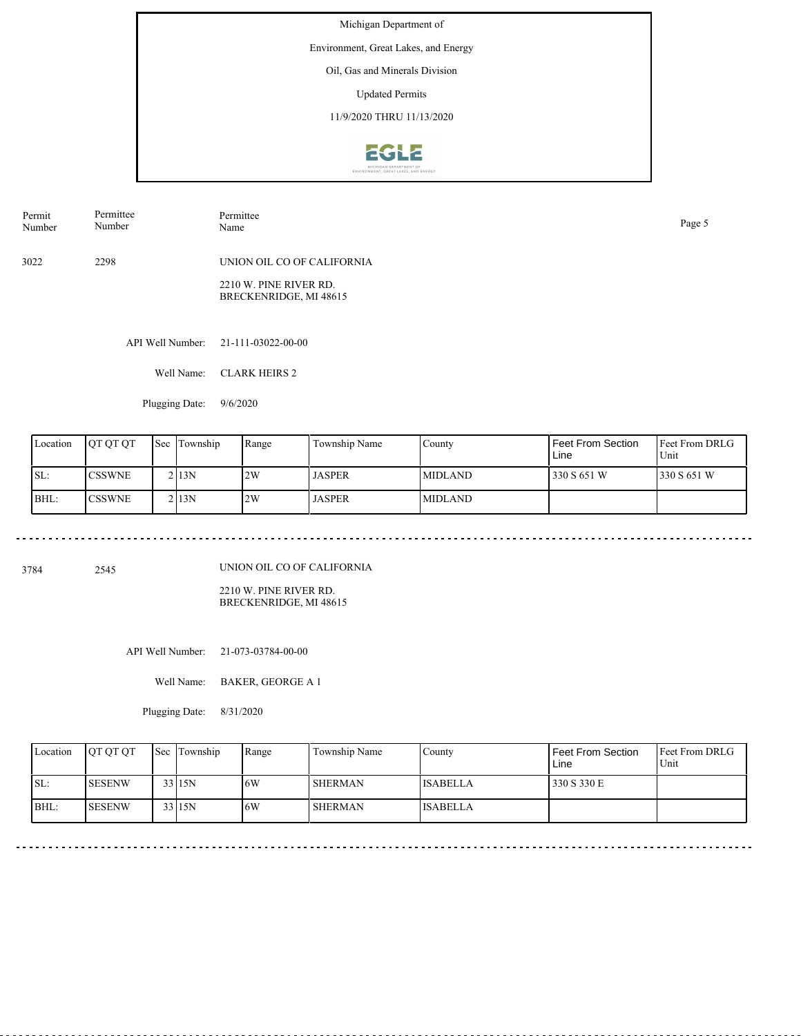Michigan Department of

Environment, Great Lakes, and Energy

Oil, Gas and Minerals Division

Updated Permits

11/9/2020 THRU 11/13/2020

| Permit Number | Permittee Number | Permittee Name |
|---|---|---|
| 3022 | 2298 | UNION OIL CO OF CALIFORNIA<br>2210 W. PINE RIVER RD.<br>BRECKENRIDGE, MI 48615 |

API Well Number: 21-111-03022-00-00

Well Name: CLARK HEIRS 2

Plugging Date: 9/6/2020

| Location | QT QT QT | Sec | Township | Range | Township Name | County | Feet From Section Line | Feet From DRLG Unit |
|---|---|---|---|---|---|---|---|---|
| SL: | CSSWNE | 2 | 13N | 2W | JASPER | MIDLAND | 330 S 651 W | 330 S 651 W |
| BHL: | CSSWNE | 2 | 13N | 2W | JASPER | MIDLAND | | |

---

| Permit Number | Permittee Number | Permittee Name |
|---|---|---|
| 3784 | 2545 | UNION OIL CO OF CALIFORNIA<br>2210 W. PINE RIVER RD.<br>BRECKENRIDGE, MI 48615 |

API Well Number: 21-073-03784-00-00

Well Name: BAKER, GEORGE A 1

Plugging Date: 8/31/2020

| Location | QT QT QT | Sec | Township | Range | Township Name | County | Feet From Section Line | Feet From DRLG Unit |
|---|---|---|---|---|---|---|---|---|
| SL: | SESENW | 33 | 15N | 6W | SHERMAN | ISABELLA | 330 S 330 E | |
| BHL: | SESENW | 33 | 15N | 6W | SHERMAN | ISABELLA | | |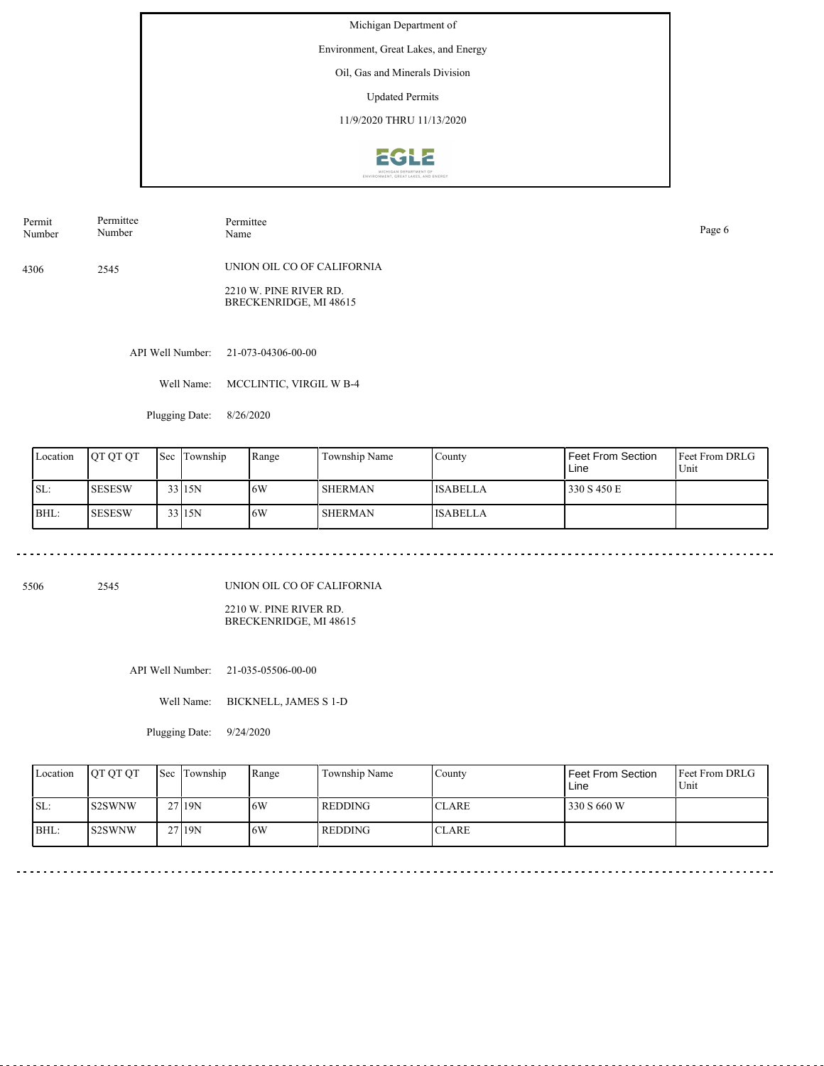Michigan Department of

Environment, Great Lakes, and Energy

Oil, Gas and Minerals Division

Updated Permits

11/9/2020 THRU 11/13/2020

| Permit Number | Permittee Number | Permittee Name |
|---|---|---|
| 4306 | 2545 | UNION OIL CO OF CALIFORNIA<br>2210 W. PINE RIVER RD.<br>BRECKENRIDGE, MI 48615 |

API Well Number: 21-073-04306-00-00

Well Name: MCCLINTIC, VIRGIL W B-4

Plugging Date: 8/26/2020

| Location | QT QT QT | Sec | Township | Range | Township Name | County | Feet From Section Line | Feet From DRLG Unit |
|---|---|---|---|---|---|---|---|---|
| SL: | SESESW | 33 | 15N | 6W | SHERMAN | ISABELLA | 330 S 450 E | |
| BHL: | SESESW | 33 | 15N | 6W | SHERMAN | ISABELLA | | |

---

| Permit Number | Permittee Number | Permittee Name |
|---|---|---|
| 5506 | 2545 | UNION OIL CO OF CALIFORNIA<br>2210 W. PINE RIVER RD.<br>BRECKENRIDGE, MI 48615 |

API Well Number: 21-035-05506-00-00

Well Name: BICKNELL, JAMES S 1-D

Plugging Date: 9/24/2020

| Location | QT QT QT | Sec | Township | Range | Township Name | County | Feet From Section Line | Feet From DRLG Unit |
|---|---|---|---|---|---|---|---|---|
| SL: | S2SWNW | 27 | 19N | 6W | REDDING | CLARE | 330 S 660 W | |
| BHL: | S2SWNW | 27 | 19N | 6W | REDDING | CLARE | | |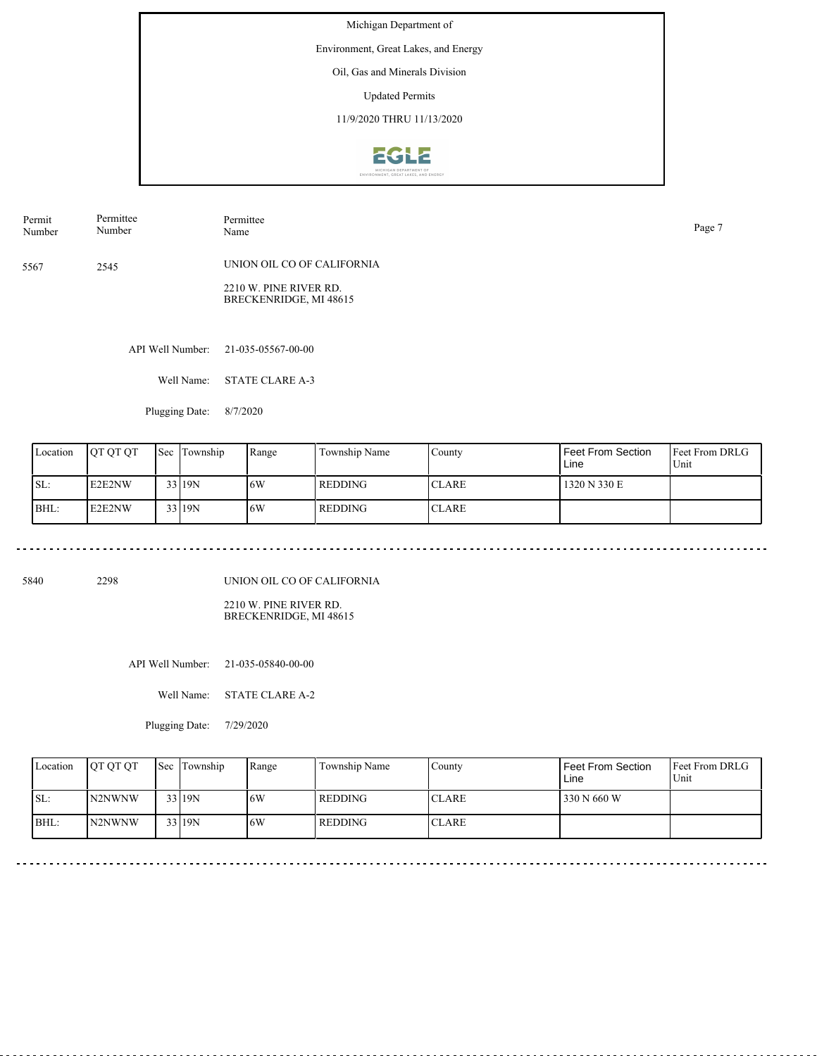Michigan Department of

Environment, Great Lakes, and Energy

Oil, Gas and Minerals Division

Updated Permits

11/9/2020 THRU 11/13/2020

| Permit Number | Permittee Number | Permittee Name |
|---|---|---|
| 5567 | 2545 | UNION OIL CO OF CALIFORNIA<br>2210 W. PINE RIVER RD.<br>BRECKENRIDGE, MI 48615 |

API Well Number: 21-035-05567-00-00

Well Name: STATE CLARE A-3

Plugging Date: 8/7/2020

| Location | QT QT QT | Sec | Township | Range | Township Name | County | Feet From Section Line | Feet From DRLG Unit |
|---|---|---|---|---|---|---|---|---|
| SL: | E2E2NW | 33 | 19N | 6W | REDDING | CLARE | 1320 N 330 E | |
| BHL: | E2E2NW | 33 | 19N | 6W | REDDING | CLARE | | |

---

| Permit Number | Permittee Number | Permittee Name |
|---|---|---|
| 5840 | 2298 | UNION OIL CO OF CALIFORNIA<br>2210 W. PINE RIVER RD.<br>BRECKENRIDGE, MI 48615 |

API Well Number: 21-035-05840-00-00

Well Name: STATE CLARE A-2

Plugging Date: 7/29/2020

| Location | QT QT QT | Sec | Township | Range | Township Name | County | Feet From Section Line | Feet From DRLG Unit |
|---|---|---|---|---|---|---|---|---|
| SL: | N2NWNW | 33 | 19N | 6W | REDDING | CLARE | 330 N 660 W | |
| BHL: | N2NWNW | 33 | 19N | 6W | REDDING | CLARE | | |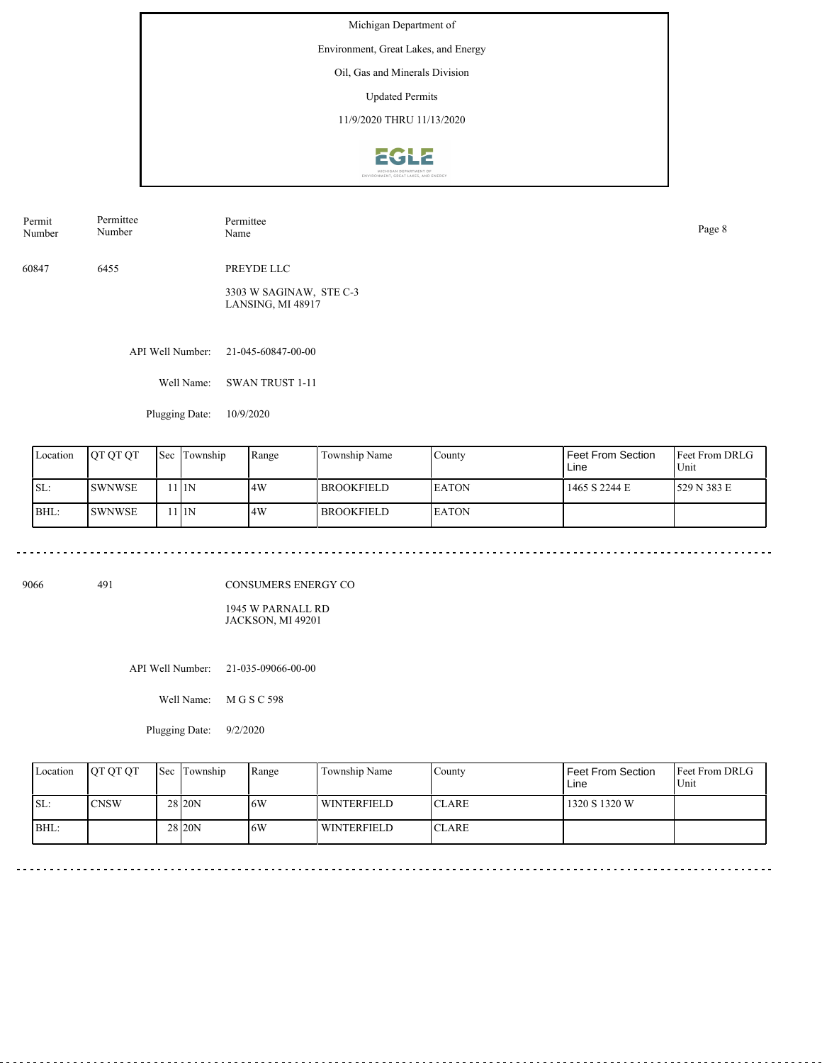Michigan Department of

Environment, Great Lakes, and Energy

Oil, Gas and Minerals Division

Updated Permits

11/9/2020 THRU 11/13/2020

| Permit Number | Permittee Number | Permittee Name |
|---|---|---|
| 60847 | 6455 | PREYDE LLC |

3303 W SAGINAW, STE C-3
LANSING, MI 48917

API Well Number: 21-045-60847-00-00

Well Name: SWAN TRUST 1-11

Plugging Date: 10/9/2020

| Location | QT QT QT | Sec | Township | Range | Township Name | County | Feet From Section Line | Feet From DRLG Unit |
|---|---|---|---|---|---|---|---|---|
| SL: | SWNWSE | 11 | 1N | 4W | BROOKFIELD | EATON | 1465 S 2244 E | 529 N 383 E |
| BHL: | SWNWSE | 11 | 1N | 4W | BROOKFIELD | EATON | | |

---

| Permit Number | Permittee Number | Permittee Name |
|---|---|---|
| 9066 | 491 | CONSUMERS ENERGY CO |

1945 W PARNALL RD
JACKSON, MI 49201

API Well Number: 21-035-09066-00-00

Well Name: M G S C 598

Plugging Date: 9/2/2020

| Location | QT QT QT | Sec | Township | Range | Township Name | County | Feet From Section Line | Feet From DRLG Unit |
|---|---|---|---|---|---|---|---|---|
| SL: | CNSW | 28 | 20N | 6W | WINTERFIELD | CLARE | 1320 S 1320 W | |
| BHL: | | 28 | 20N | 6W | WINTERFIELD | CLARE | | |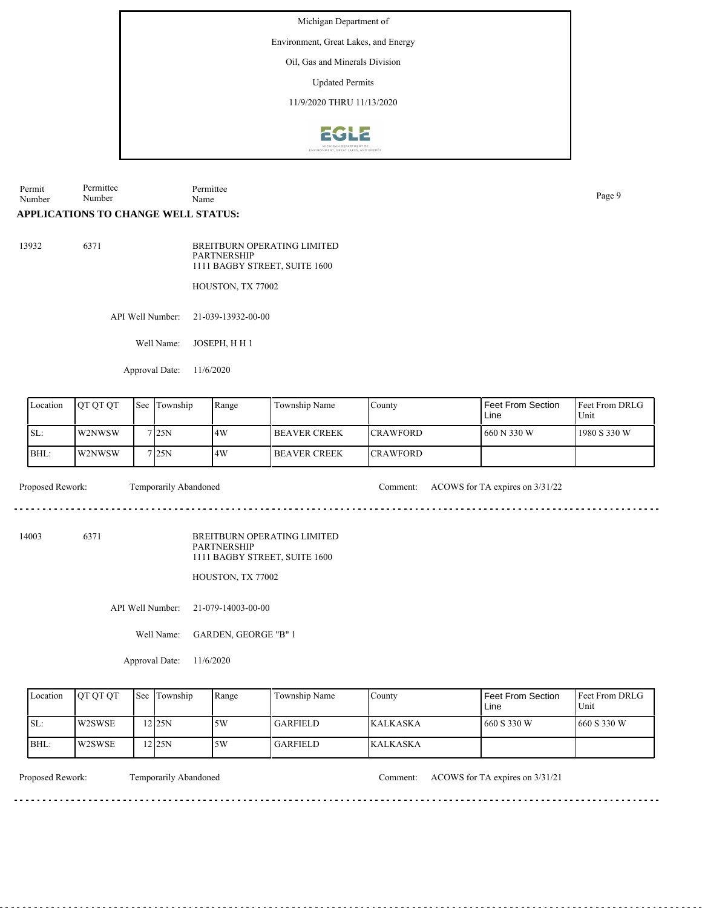Michigan Department of

Environment, Great Lakes, and Energy

Oil, Gas and Minerals Division

Updated Permits

11/9/2020 THRU 11/13/2020

| Permit Number | Permittee Number | Permittee Name |
|---|---|---|

**APPLICATIONS TO CHANGE WELL STATUS:**

13932 6371 BREITBURN OPERATING LIMITED PARTNERSHIP
1111 BAGBY STREET, SUITE 1600

HOUSTON, TX 77002

API Well Number: 21-039-13932-00-00

Well Name: JOSEPH, H H 1

Approval Date: 11/6/2020

| Location | QT QT QT | Sec | Township | Range | Township Name | County | Feet From Section Line | Feet From DRLG Unit |
|---|---|---|---|---|---|---|---|---|
| SL: | W2NWSW | 7 | 25N | 4W | BEAVER CREEK | CRAWFORD | 660 N 330 W | 1980 S 330 W |
| BHL: | W2NWSW | 7 | 25N | 4W | BEAVER CREEK | CRAWFORD | | |

Proposed Rework: Temporarily Abandoned Comment: ACOWS for TA expires on 3/31/22

---

14003 6371 BREITBURN OPERATING LIMITED PARTNERSHIP
1111 BAGBY STREET, SUITE 1600

HOUSTON, TX 77002

API Well Number: 21-079-14003-00-00

Well Name: GARDEN, GEORGE "B" 1

Approval Date: 11/6/2020

| Location | QT QT QT | Sec | Township | Range | Township Name | County | Feet From Section Line | Feet From DRLG Unit |
|---|---|---|---|---|---|---|---|---|
| SL: | W2SWSE | 12 | 25N | 5W | GARFIELD | KALKASKA | 660 S 330 W | 660 S 330 W |
| BHL: | W2SWSE | 12 | 25N | 5W | GARFIELD | KALKASKA | | |

Proposed Rework: Temporarily Abandoned Comment: ACOWS for TA expires on 3/31/21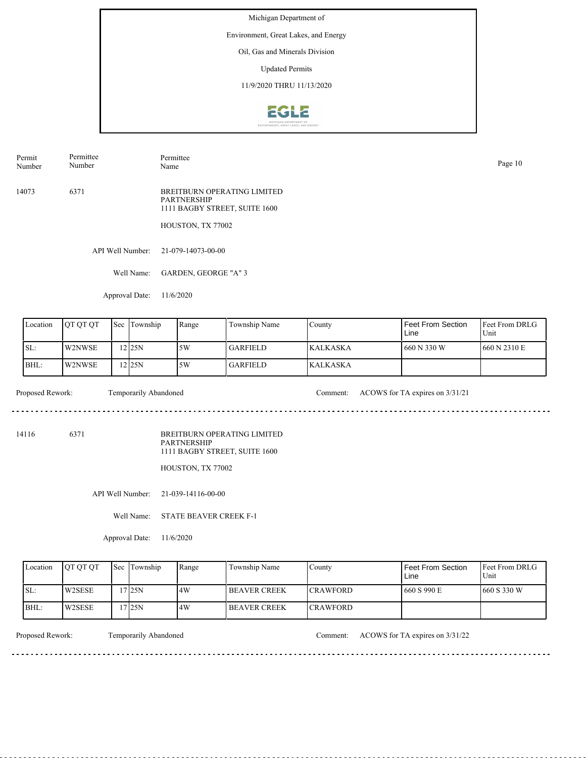Michigan Department of

Environment, Great Lakes, and Energy

Oil, Gas and Minerals Division

Updated Permits

11/9/2020 THRU 11/13/2020

| Permit Number | Permittee Number | Permittee Name |
|---|---|---|
| 14073 | 6371 | BREITBURN OPERATING LIMITED PARTNERSHIP<br>1111 BAGBY STREET, SUITE 1600<br><br>HOUSTON, TX 77002 |

API Well Number: 21-079-14073-00-00

Well Name: GARDEN, GEORGE "A" 3

Approval Date: 11/6/2020

| Location | QT QT QT | Sec | Township | Range | Township Name | County | Feet From Section Line | Feet From DRLG Unit |
|---|---|---|---|---|---|---|---|---|
| SL: | W2NWSE | 12 | 25N | 5W | GARFIELD | KALKASKA | 660 N 330 W | 660 N 2310 E |
| BHL: | W2NWSE | 12 | 25N | 5W | GARFIELD | KALKASKA | | |

Proposed Rework: Temporarily Abandoned

Comment: ACOWS for TA expires on 3/31/21

---

| Permit Number | Permittee Number | Permittee Name |
|---|---|---|
| 14116 | 6371 | BREITBURN OPERATING LIMITED PARTNERSHIP<br>1111 BAGBY STREET, SUITE 1600<br><br>HOUSTON, TX 77002 |

API Well Number: 21-039-14116-00-00

Well Name: STATE BEAVER CREEK F-1

Approval Date: 11/6/2020

| Location | QT QT QT | Sec | Township | Range | Township Name | County | Feet From Section Line | Feet From DRLG Unit |
|---|---|---|---|---|---|---|---|---|
| SL: | W2SESE | 17 | 25N | 4W | BEAVER CREEK | CRAWFORD | 660 S 990 E | 660 S 330 W |
| BHL: | W2SESE | 17 | 25N | 4W | BEAVER CREEK | CRAWFORD | | |

Proposed Rework: Temporarily Abandoned

Comment: ACOWS for TA expires on 3/31/22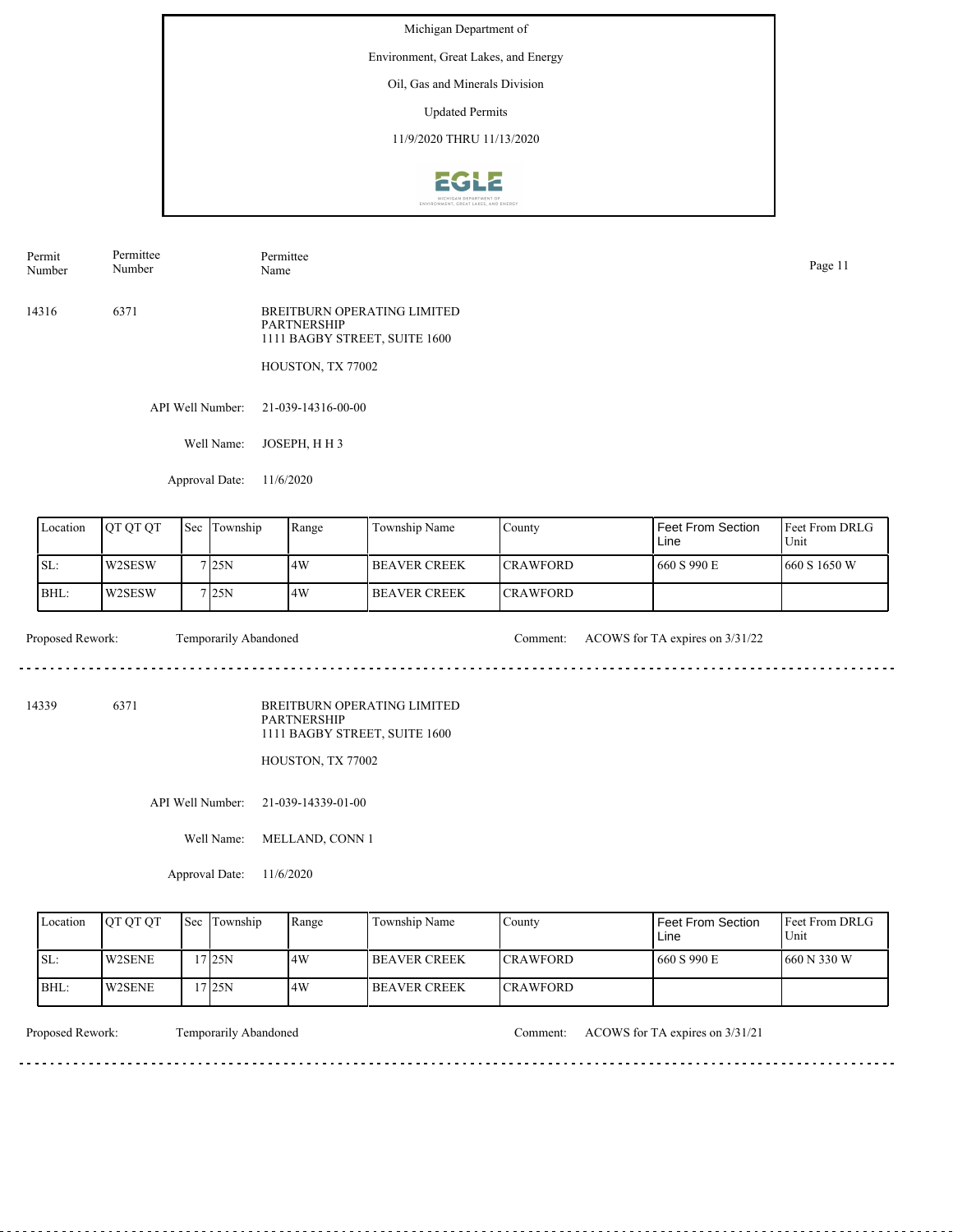Michigan Department of

Environment, Great Lakes, and Energy

Oil, Gas and Minerals Division

Updated Permits

11/9/2020 THRU 11/13/2020

| Permit Number | Permittee Number | Permittee Name |
|---|---|---|
| 14316 | 6371 | BREITBURN OPERATING LIMITED PARTNERSHIP<br>1111 BAGBY STREET, SUITE 1600<br>HOUSTON, TX 77002 |

API Well Number: 21-039-14316-00-00

Well Name: JOSEPH, H H 3

Approval Date: 11/6/2020

| Location | QT QT QT | Sec | Township | Range | Township Name | County | Feet From Section Line | Feet From DRLG Unit |
|---|---|---|---|---|---|---|---|---|
| SL: | W2SESW | 7 | 25N | 4W | BEAVER CREEK | CRAWFORD | 660 S 990 E | 660 S 1650 W |
| BHL: | W2SESW | 7 | 25N | 4W | BEAVER CREEK | CRAWFORD | | |

Proposed Rework: Temporarily Abandoned

Comment: ACOWS for TA expires on 3/31/22

---

| Permit Number | Permittee Number | Permittee Name |
|---|---|---|
| 14339 | 6371 | BREITBURN OPERATING LIMITED PARTNERSHIP<br>1111 BAGBY STREET, SUITE 1600<br>HOUSTON, TX 77002 |

API Well Number: 21-039-14339-01-00

Well Name: MELLAND, CONN 1

Approval Date: 11/6/2020

| Location | QT QT QT | Sec | Township | Range | Township Name | County | Feet From Section Line | Feet From DRLG Unit |
|---|---|---|---|---|---|---|---|---|
| SL: | W2SENE | 17 | 25N | 4W | BEAVER CREEK | CRAWFORD | 660 S 990 E | 660 N 330 W |
| BHL: | W2SENE | 17 | 25N | 4W | BEAVER CREEK | CRAWFORD | | |

Proposed Rework: Temporarily Abandoned

Comment: ACOWS for TA expires on 3/31/21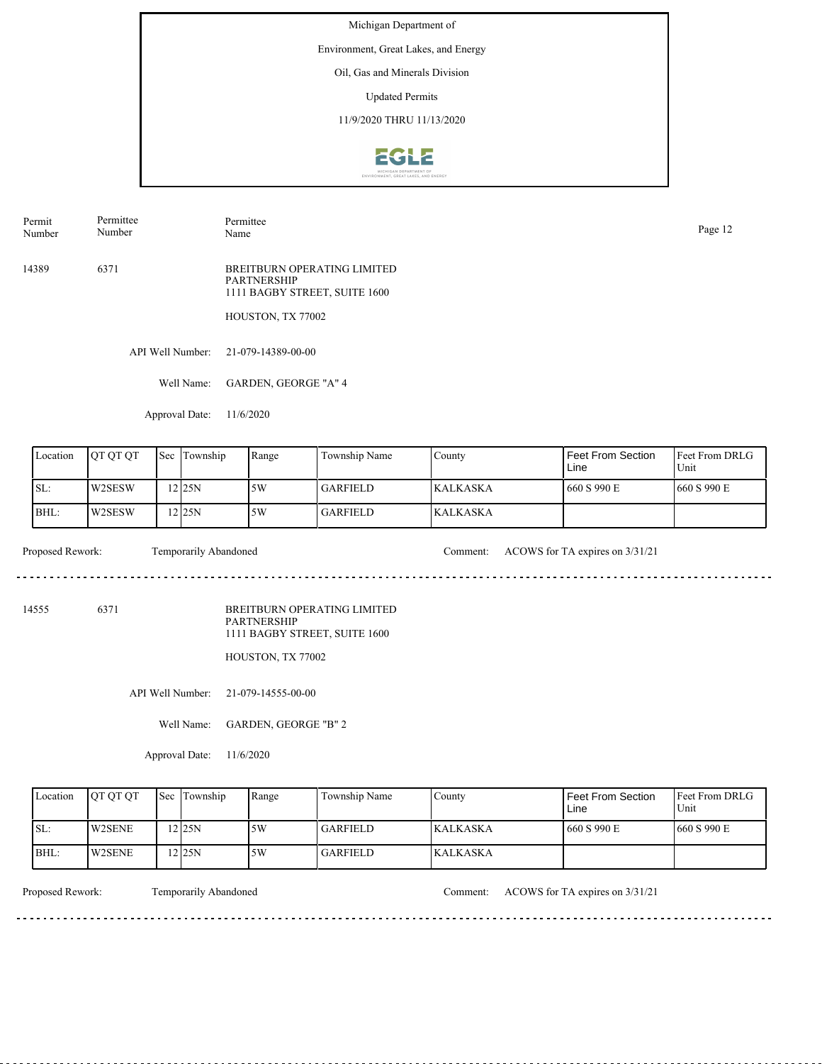Michigan Department of
Environment, Great Lakes, and Energy
Oil, Gas and Minerals Division
Updated Permits
11/9/2020 THRU 11/13/2020

| Permit Number | Permittee Number | Permittee Name |
|---|---|---|

14389 6371 BREITBURN OPERATING LIMITED PARTNERSHIP
1111 BAGBY STREET, SUITE 1600

HOUSTON, TX 77002

API Well Number: 21-079-14389-00-00

Well Name: GARDEN, GEORGE "A" 4

Approval Date: 11/6/2020

| Location | QT QT QT | Sec | Township | Range | Township Name | County | Feet From Section Line | Feet From DRLG Unit |
|---|---|---|---|---|---|---|---|---|
| SL: | W2SESW | 12 | 25N | 5W | GARFIELD | KALKASKA | 660 S 990 E | 660 S 990 E |
| BHL: | W2SESW | 12 | 25N | 5W | GARFIELD | KALKASKA | | |

Proposed Rework: Temporarily Abandoned

Comment: ACOWS for TA expires on 3/31/21

---

14555 6371 BREITBURN OPERATING LIMITED PARTNERSHIP
1111 BAGBY STREET, SUITE 1600

HOUSTON, TX 77002

API Well Number: 21-079-14555-00-00

Well Name: GARDEN, GEORGE "B" 2

Approval Date: 11/6/2020

| Location | QT QT QT | Sec | Township | Range | Township Name | County | Feet From Section Line | Feet From DRLG Unit |
|---|---|---|---|---|---|---|---|---|
| SL: | W2SENE | 12 | 25N | 5W | GARFIELD | KALKASKA | 660 S 990 E | 660 S 990 E |
| BHL: | W2SENE | 12 | 25N | 5W | GARFIELD | KALKASKA | | |

Proposed Rework: Temporarily Abandoned

Comment: ACOWS for TA expires on 3/31/21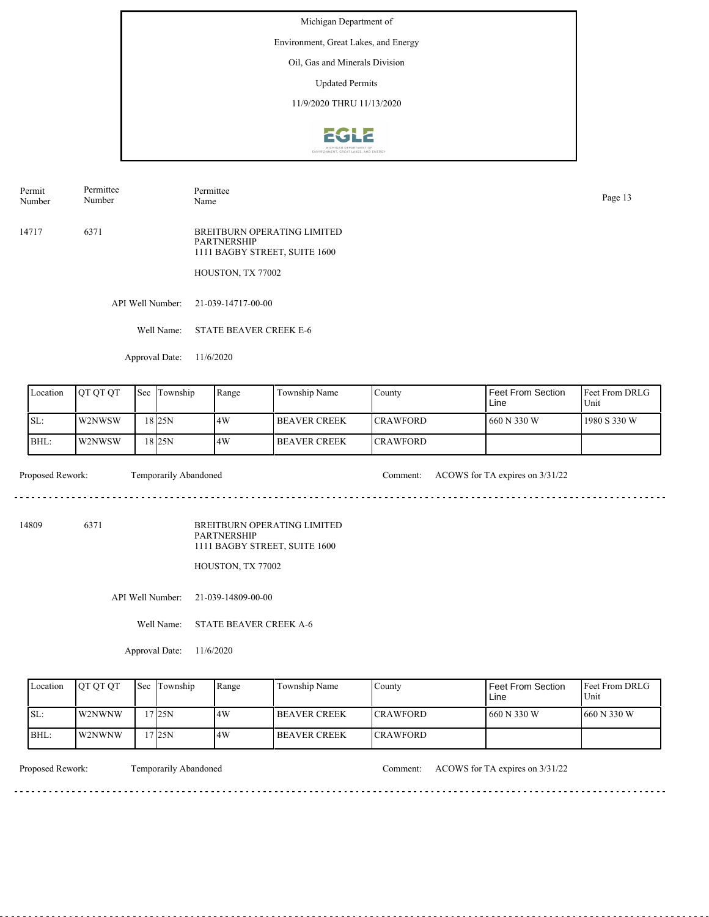Michigan Department of

Environment, Great Lakes, and Energy

Oil, Gas and Minerals Division

Updated Permits

11/9/2020 THRU 11/13/2020

| Permit Number | Permittee Number | Permittee Name |
|---|---|---|
| 14717 | 6371 | BREITBURN OPERATING LIMITED PARTNERSHIP<br>1111 BAGBY STREET, SUITE 1600<br>HOUSTON, TX 77002 |

API Well Number: 21-039-14717-00-00

Well Name: STATE BEAVER CREEK E-6

Approval Date: 11/6/2020

| Location | QT QT QT | Sec | Township | Range | Township Name | County | Feet From Section Line | Feet From DRLG Unit |
|---|---|---|---|---|---|---|---|---|
| SL: | W2NWSW | 18 | 25N | 4W | BEAVER CREEK | CRAWFORD | 660 N 330 W | 1980 S 330 W |
| BHL: | W2NWSW | 18 | 25N | 4W | BEAVER CREEK | CRAWFORD | | |

Proposed Rework: Temporarily Abandoned

Comment: ACOWS for TA expires on 3/31/22

---

| Permit Number | Permittee Number | Permittee Name |
|---|---|---|
| 14809 | 6371 | BREITBURN OPERATING LIMITED PARTNERSHIP<br>1111 BAGBY STREET, SUITE 1600<br>HOUSTON, TX 77002 |

API Well Number: 21-039-14809-00-00

Well Name: STATE BEAVER CREEK A-6

Approval Date: 11/6/2020

| Location | QT QT QT | Sec | Township | Range | Township Name | County | Feet From Section Line | Feet From DRLG Unit |
|---|---|---|---|---|---|---|---|---|
| SL: | W2NWNW | 17 | 25N | 4W | BEAVER CREEK | CRAWFORD | 660 N 330 W | 660 N 330 W |
| BHL: | W2NWNW | 17 | 25N | 4W | BEAVER CREEK | CRAWFORD | | |

Proposed Rework: Temporarily Abandoned

Comment: ACOWS for TA expires on 3/31/22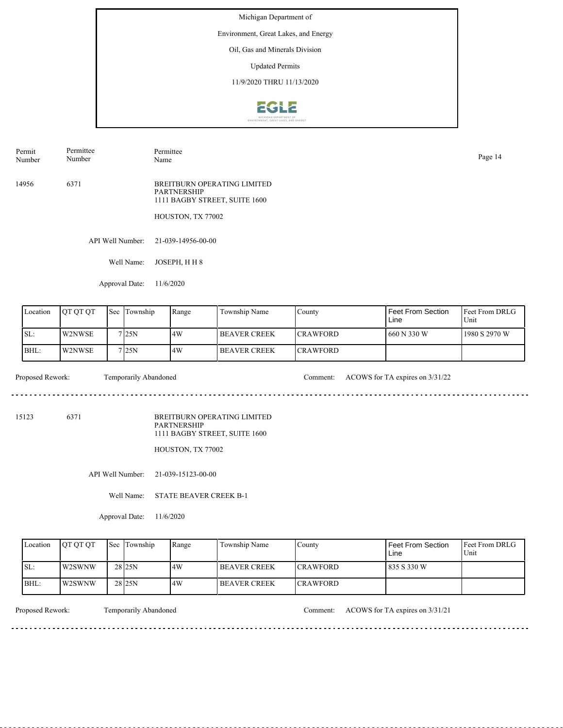Michigan Department of

Environment, Great Lakes, and Energy

Oil, Gas and Minerals Division

Updated Permits

11/9/2020 THRU 11/13/2020

| Permit Number | Permittee Number | Permittee Name |
|---|---|---|
| 14956 | 6371 | BREITBURN OPERATING LIMITED PARTNERSHIP<br>1111 BAGBY STREET, SUITE 1600<br>HOUSTON, TX 77002 |

API Well Number: 21-039-14956-00-00

Well Name: JOSEPH, H H 8

Approval Date: 11/6/2020

| Location | QT QT QT | Sec | Township | Range | Township Name | County | Feet From Section Line | Feet From DRLG Unit |
|---|---|---|---|---|---|---|---|---|
| SL: | W2NWSE | 7 | 25N | 4W | BEAVER CREEK | CRAWFORD | 660 N 330 W | 1980 S 2970 W |
| BHL: | W2NWSE | 7 | 25N | 4W | BEAVER CREEK | CRAWFORD | | |

Proposed Rework: Temporarily Abandoned

Comment: ACOWS for TA expires on 3/31/22

---

| Permit Number | Permittee Number | Permittee Name |
|---|---|---|
| 15123 | 6371 | BREITBURN OPERATING LIMITED PARTNERSHIP<br>1111 BAGBY STREET, SUITE 1600<br>HOUSTON, TX 77002 |

API Well Number: 21-039-15123-00-00

Well Name: STATE BEAVER CREEK B-1

Approval Date: 11/6/2020

| Location | QT QT QT | Sec | Township | Range | Township Name | County | Feet From Section Line | Feet From DRLG Unit |
|---|---|---|---|---|---|---|---|---|
| SL: | W2SWNW | 28 | 25N | 4W | BEAVER CREEK | CRAWFORD | 835 S 330 W | |
| BHL: | W2SWNW | 28 | 25N | 4W | BEAVER CREEK | CRAWFORD | | |

Proposed Rework: Temporarily Abandoned

Comment: ACOWS for TA expires on 3/31/21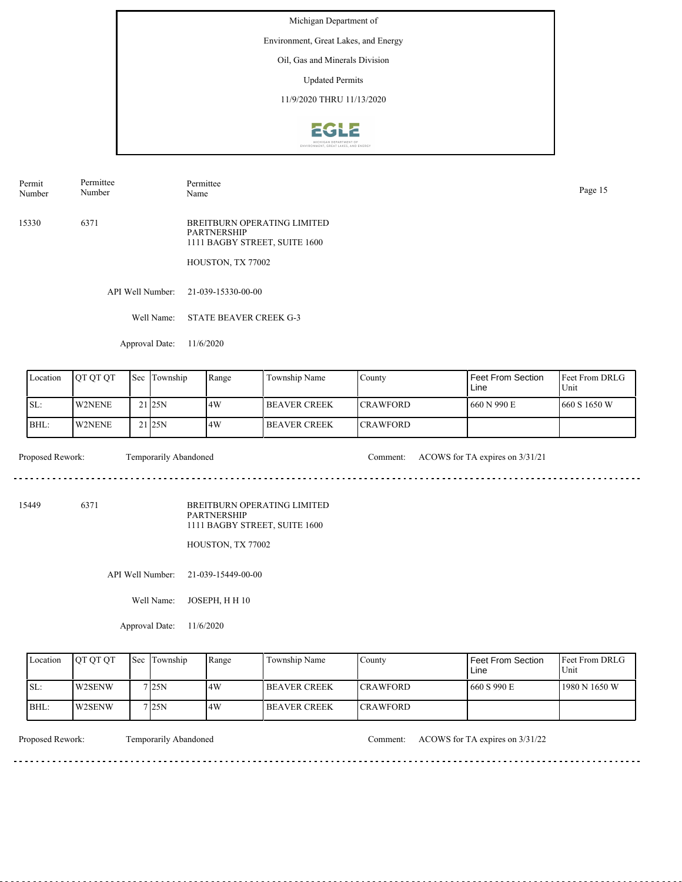Michigan Department of

Environment, Great Lakes, and Energy

Oil, Gas and Minerals Division

Updated Permits

11/9/2020 THRU 11/13/2020

| Permit Number | Permittee Number | Permittee Name |
|---|---|---|
| 15330 | 6371 | BREITBURN OPERATING LIMITED PARTNERSHIP<br>1111 BAGBY STREET, SUITE 1600<br>HOUSTON, TX 77002 |

API Well Number: 21-039-15330-00-00

Well Name: STATE BEAVER CREEK G-3

Approval Date: 11/6/2020

| Location | QT QT QT | Sec | Township | Range | Township Name | County | Feet From Section Line | Feet From DRLG Unit |
|---|---|---|---|---|---|---|---|---|
| SL: | W2NENE | 21 | 25N | 4W | BEAVER CREEK | CRAWFORD | 660 N 990 E | 660 S 1650 W |
| BHL: | W2NENE | 21 | 25N | 4W | BEAVER CREEK | CRAWFORD | | |

Proposed Rework: Temporarily Abandoned

Comment: ACOWS for TA expires on 3/31/21

---

| Permit Number | Permittee Number | Permittee Name |
|---|---|---|
| 15449 | 6371 | BREITBURN OPERATING LIMITED PARTNERSHIP<br>1111 BAGBY STREET, SUITE 1600<br>HOUSTON, TX 77002 |

API Well Number: 21-039-15449-00-00

Well Name: JOSEPH, H H 10

Approval Date: 11/6/2020

| Location | QT QT QT | Sec | Township | Range | Township Name | County | Feet From Section Line | Feet From DRLG Unit |
|---|---|---|---|---|---|---|---|---|
| SL: | W2SENW | 7 | 25N | 4W | BEAVER CREEK | CRAWFORD | 660 S 990 E | 1980 N 1650 W |
| BHL: | W2SENW | 7 | 25N | 4W | BEAVER CREEK | CRAWFORD | | |

Proposed Rework: Temporarily Abandoned

Comment: ACOWS for TA expires on 3/31/22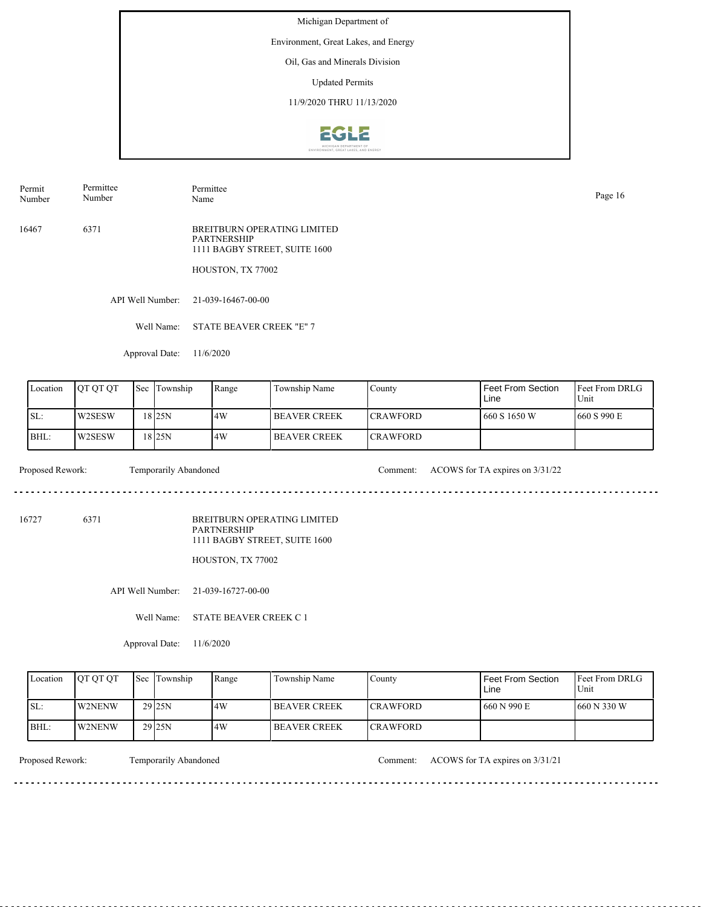Michigan Department of

Environment, Great Lakes, and Energy

Oil, Gas and Minerals Division

Updated Permits

11/9/2020 THRU 11/13/2020

| Permit Number | Permittee Number | Permittee Name |
|---|---|---|

16467 6371

BREITBURN OPERATING LIMITED PARTNERSHIP
1111 BAGBY STREET, SUITE 1600

HOUSTON, TX 77002

API Well Number: 21-039-16467-00-00

Well Name: STATE BEAVER CREEK "E" 7

Approval Date: 11/6/2020

| Location | QT QT QT | Sec | Township | Range | Township Name | County | Feet From Section Line | Feet From DRLG Unit |
|---|---|---|---|---|---|---|---|---|
| SL: | W2SESW | 18 | 25N | 4W | BEAVER CREEK | CRAWFORD | 660 S 1650 W | 660 S 990 E |
| BHL: | W2SESW | 18 | 25N | 4W | BEAVER CREEK | CRAWFORD | | |

Proposed Rework: Temporarily Abandoned

Comment: ACOWS for TA expires on 3/31/22

---

16727 6371

BREITBURN OPERATING LIMITED PARTNERSHIP
1111 BAGBY STREET, SUITE 1600

HOUSTON, TX 77002

API Well Number: 21-039-16727-00-00

Well Name: STATE BEAVER CREEK C 1

Approval Date: 11/6/2020

| Location | QT QT QT | Sec | Township | Range | Township Name | County | Feet From Section Line | Feet From DRLG Unit |
|---|---|---|---|---|---|---|---|---|
| SL: | W2NENW | 29 | 25N | 4W | BEAVER CREEK | CRAWFORD | 660 N 990 E | 660 N 330 W |
| BHL: | W2NENW | 29 | 25N | 4W | BEAVER CREEK | CRAWFORD | | |

Proposed Rework: Temporarily Abandoned

Comment: ACOWS for TA expires on 3/31/21

---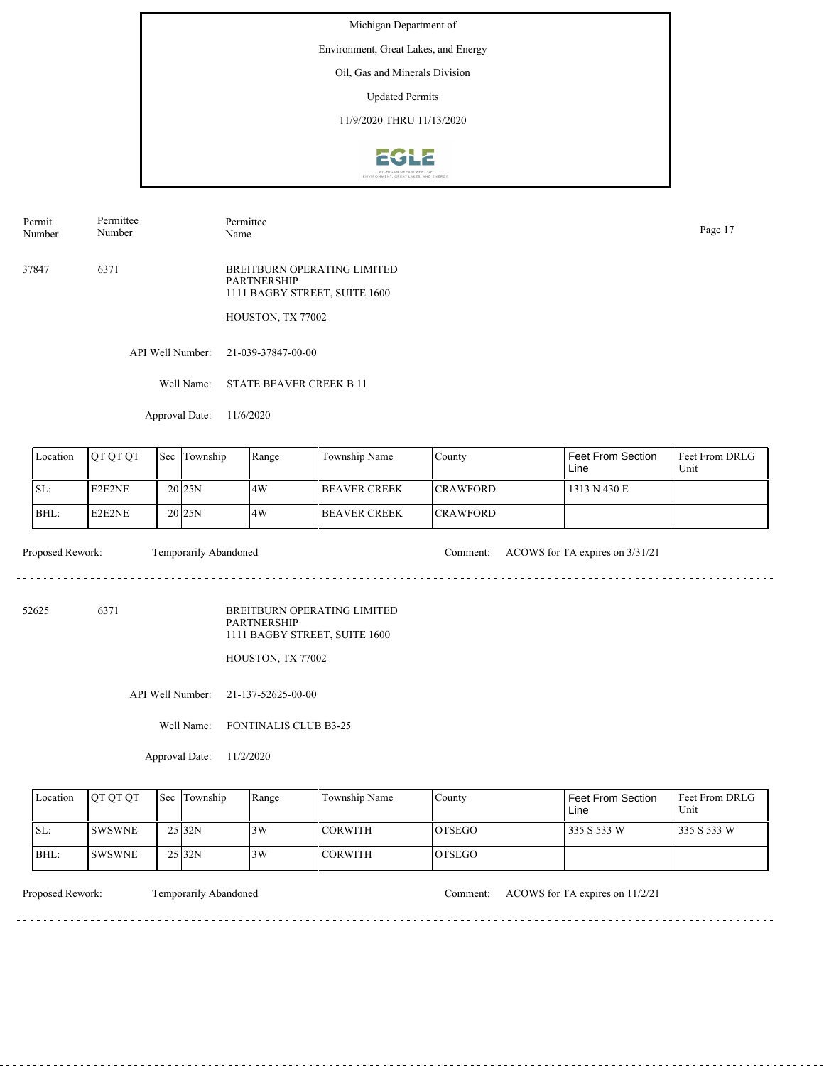Michigan Department of

Environment, Great Lakes, and Energy

Oil, Gas and Minerals Division

Updated Permits

11/9/2020 THRU 11/13/2020

| Permit Number | Permittee Number | Permittee Name |
|---|---|---|
| 37847 | 6371 | BREITBURN OPERATING LIMITED PARTNERSHIP<br>1111 BAGBY STREET, SUITE 1600<br>HOUSTON, TX 77002 |

API Well Number: 21-039-37847-00-00

Well Name: STATE BEAVER CREEK B 11

Approval Date: 11/6/2020

| Location | QT QT QT | Sec | Township | Range | Township Name | County | Feet From Section Line | Feet From DRLG Unit |
|---|---|---|---|---|---|---|---|---|
| SL: | E2E2NE | 20 | 25N | 4W | BEAVER CREEK | CRAWFORD | 1313 N 430 E | |
| BHL: | E2E2NE | 20 | 25N | 4W | BEAVER CREEK | CRAWFORD | | |

Proposed Rework: Temporarily Abandoned

Comment: ACOWS for TA expires on 3/31/21

---

| Permit Number | Permittee Number | Permittee Name |
|---|---|---|
| 52625 | 6371 | BREITBURN OPERATING LIMITED PARTNERSHIP<br>1111 BAGBY STREET, SUITE 1600<br>HOUSTON, TX 77002 |

API Well Number: 21-137-52625-00-00

Well Name: FONTINALIS CLUB B3-25

Approval Date: 11/2/2020

| Location | QT QT QT | Sec | Township | Range | Township Name | County | Feet From Section Line | Feet From DRLG Unit |
|---|---|---|---|---|---|---|---|---|
| SL: | SWSWNE | 25 | 32N | 3W | CORWITH | OTSEGO | 335 S 533 W | 335 S 533 W |
| BHL: | SWSWNE | 25 | 32N | 3W | CORWITH | OTSEGO | | |

Proposed Rework: Temporarily Abandoned

Comment: ACOWS for TA expires on 11/2/21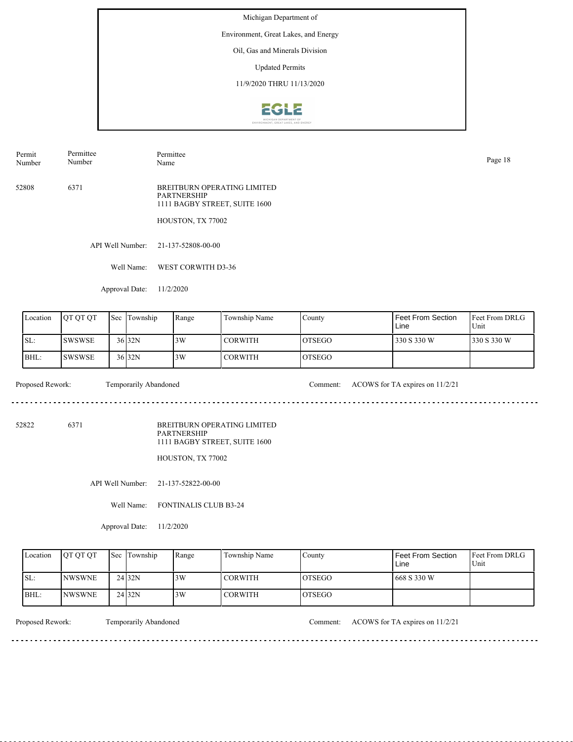Michigan Department of

Environment, Great Lakes, and Energy

Oil, Gas and Minerals Division

Updated Permits

11/9/2020 THRU 11/13/2020

| Permit Number | Permittee Number | Permittee Name |
|---|---|---|
| 52808 | 6371 | BREITBURN OPERATING LIMITED PARTNERSHIP<br>1111 BAGBY STREET, SUITE 1600<br>HOUSTON, TX 77002 |

API Well Number: 21-137-52808-00-00

Well Name: WEST CORWITH D3-36

Approval Date: 11/2/2020

| Location | QT QT QT | Sec | Township | Range | Township Name | County | Feet From Section Line | Feet From DRLG Unit |
|---|---|---|---|---|---|---|---|---|
| SL: | SWSWSE | 36 | 32N | 3W | CORWITH | OTSEGO | 330 S 330 W | 330 S 330 W |
| BHL: | SWSWSE | 36 | 32N | 3W | CORWITH | OTSEGO | | |

Proposed Rework: Temporarily Abandoned

Comment: ACOWS for TA expires on 11/2/21

---

| Permit Number | Permittee Number | Permittee Name |
|---|---|---|
| 52822 | 6371 | BREITBURN OPERATING LIMITED PARTNERSHIP<br>1111 BAGBY STREET, SUITE 1600<br>HOUSTON, TX 77002 |

API Well Number: 21-137-52822-00-00

Well Name: FONTINALIS CLUB B3-24

Approval Date: 11/2/2020

| Location | QT QT QT | Sec | Township | Range | Township Name | County | Feet From Section Line | Feet From DRLG Unit |
|---|---|---|---|---|---|---|---|---|
| SL: | NWSWNE | 24 | 32N | 3W | CORWITH | OTSEGO | 668 S 330 W | |
| BHL: | NWSWNE | 24 | 32N | 3W | CORWITH | OTSEGO | | |

Proposed Rework: Temporarily Abandoned

Comment: ACOWS for TA expires on 11/2/21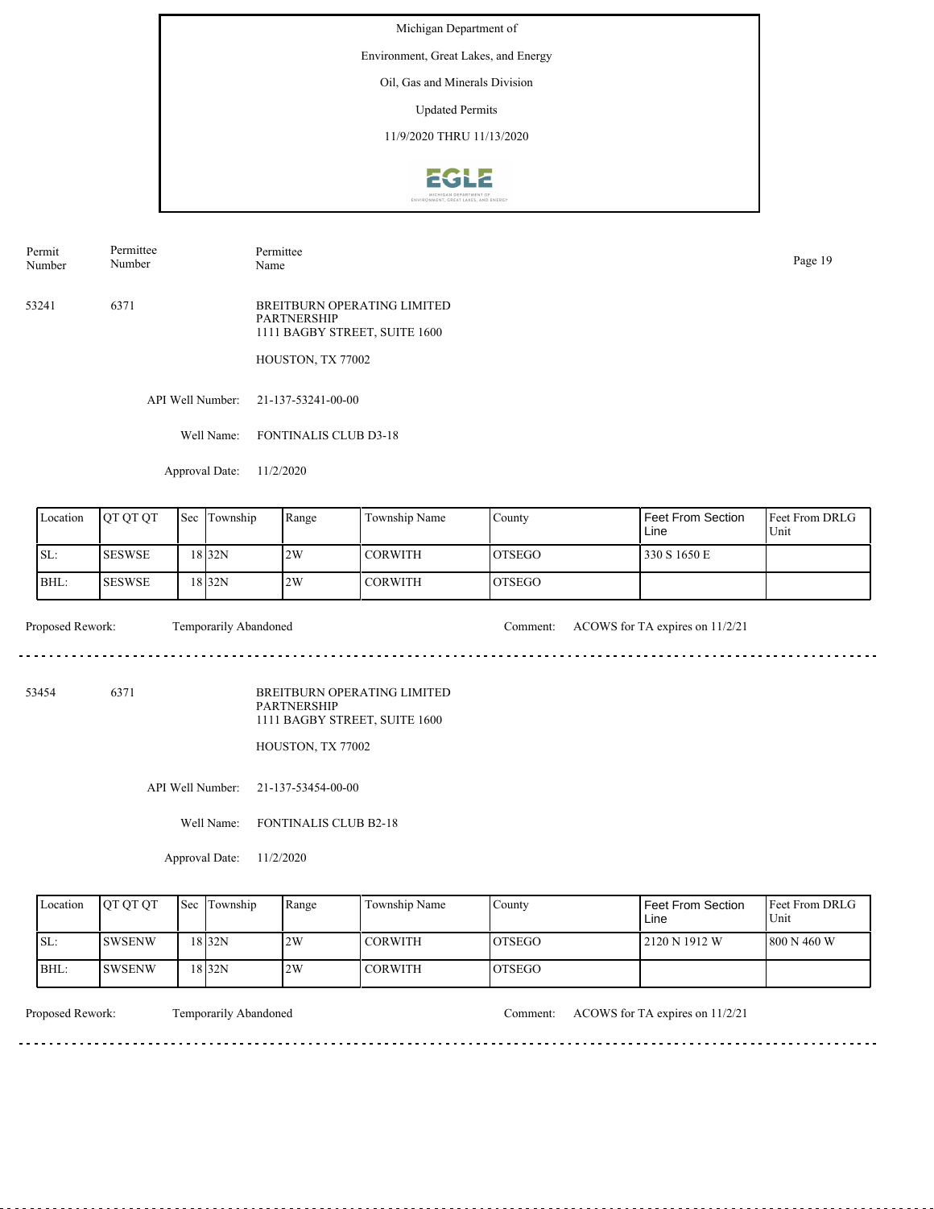Michigan Department of

Environment, Great Lakes, and Energy

Oil, Gas and Minerals Division

Updated Permits

11/9/2020 THRU 11/13/2020

| Permit Number | Permittee Number | Permittee Name |
|---|---|---|
| 53241 | 6371 | BREITBURN OPERATING LIMITED PARTNERSHIP<br>1111 BAGBY STREET, SUITE 1600<br>HOUSTON, TX 77002 |

API Well Number: 21-137-53241-00-00

Well Name: FONTINALIS CLUB D3-18

Approval Date: 11/2/2020

| Location | QT QT QT | Sec | Township | Range | Township Name | County | Feet From Section Line | Feet From DRLG Unit |
|---|---|---|---|---|---|---|---|---|
| SL: | SESWSE | 18 | 32N | 2W | CORWITH | OTSEGO | 330 S 1650 E | |
| BHL: | SESWSE | 18 | 32N | 2W | CORWITH | OTSEGO | | |

Proposed Rework: Temporarily Abandoned

Comment: ACOWS for TA expires on 11/2/21

---

| Permit Number | Permittee Number | Permittee Name |
|---|---|---|
| 53454 | 6371 | BREITBURN OPERATING LIMITED PARTNERSHIP<br>1111 BAGBY STREET, SUITE 1600<br>HOUSTON, TX 77002 |

API Well Number: 21-137-53454-00-00

Well Name: FONTINALIS CLUB B2-18

Approval Date: 11/2/2020

| Location | QT QT QT | Sec | Township | Range | Township Name | County | Feet From Section Line | Feet From DRLG Unit |
|---|---|---|---|---|---|---|---|---|
| SL: | SWSENW | 18 | 32N | 2W | CORWITH | OTSEGO | 2120 N 1912 W | 800 N 460 W |
| BHL: | SWSENW | 18 | 32N | 2W | CORWITH | OTSEGO | | |

Proposed Rework: Temporarily Abandoned

Comment: ACOWS for TA expires on 11/2/21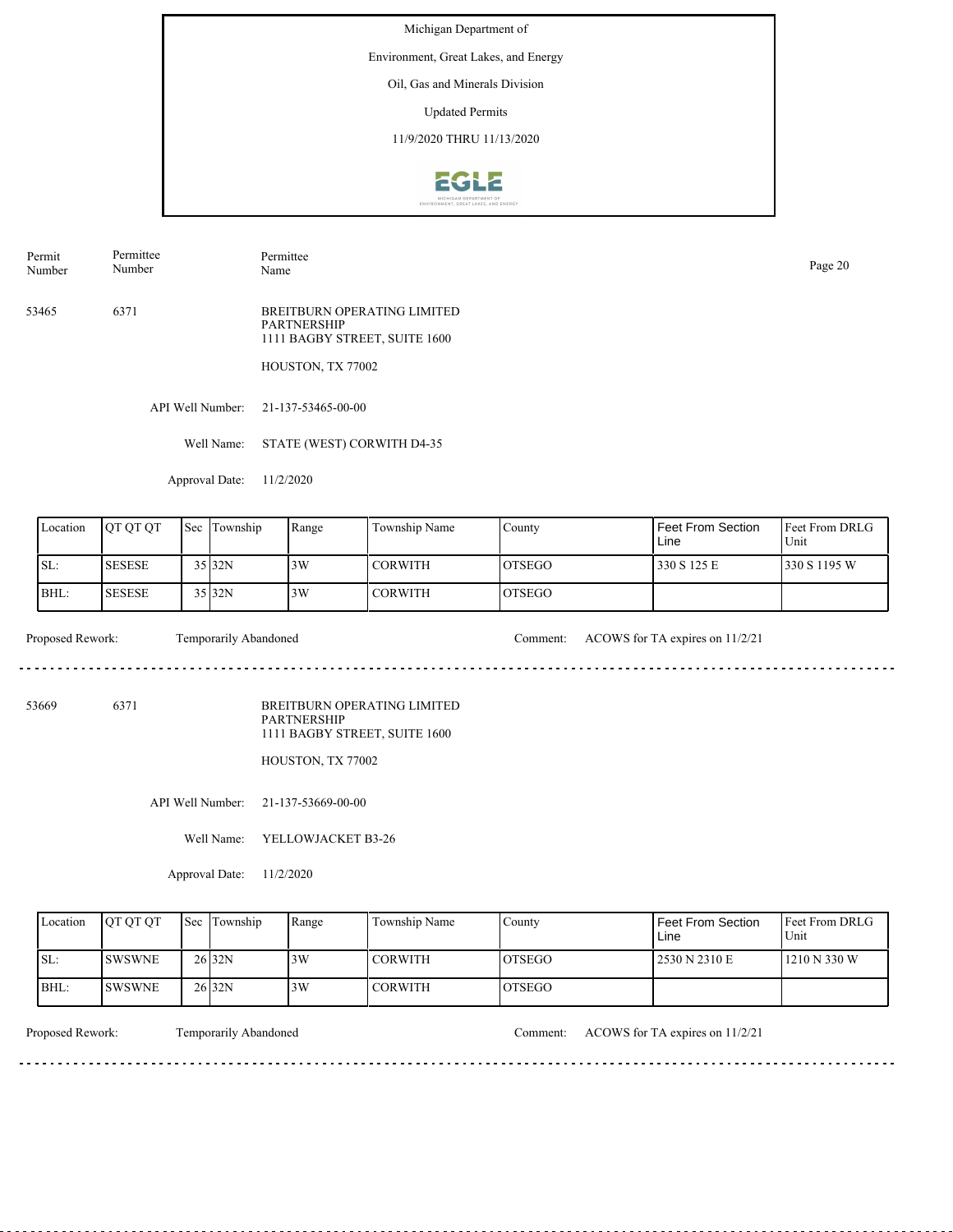Michigan Department of

Environment, Great Lakes, and Energy

Oil, Gas and Minerals Division

Updated Permits

11/9/2020 THRU 11/13/2020

| Permit Number | Permittee Number | Permittee Name |
|---|---|---|
| 53465 | 6371 | BREITBURN OPERATING LIMITED PARTNERSHIP<br>1111 BAGBY STREET, SUITE 1600<br>HOUSTON, TX 77002 |

API Well Number: 21-137-53465-00-00

Well Name: STATE (WEST) CORWITH D4-35

Approval Date: 11/2/2020

| Location | QT QT QT | Sec | Township | Range | Township Name | County | Feet From Section Line | Feet From DRLG Unit |
|---|---|---|---|---|---|---|---|---|
| SL: | SESESE | 35 | 32N | 3W | CORWITH | OTSEGO | 330 S 125 E | 330 S 1195 W |
| BHL: | SESESE | 35 | 32N | 3W | CORWITH | OTSEGO | | |

Proposed Rework: Temporarily Abandoned

Comment: ACOWS for TA expires on 11/2/21

---

| Permit Number | Permittee Number | Permittee Name |
|---|---|---|
| 53669 | 6371 | BREITBURN OPERATING LIMITED PARTNERSHIP<br>1111 BAGBY STREET, SUITE 1600<br>HOUSTON, TX 77002 |

API Well Number: 21-137-53669-00-00

Well Name: YELLOWJACKET B3-26

Approval Date: 11/2/2020

| Location | QT QT QT | Sec | Township | Range | Township Name | County | Feet From Section Line | Feet From DRLG Unit |
|---|---|---|---|---|---|---|---|---|
| SL: | SWSWNE | 26 | 32N | 3W | CORWITH | OTSEGO | 2530 N 2310 E | 1210 N 330 W |
| BHL: | SWSWNE | 26 | 32N | 3W | CORWITH | OTSEGO | | |

Proposed Rework: Temporarily Abandoned

Comment: ACOWS for TA expires on 11/2/21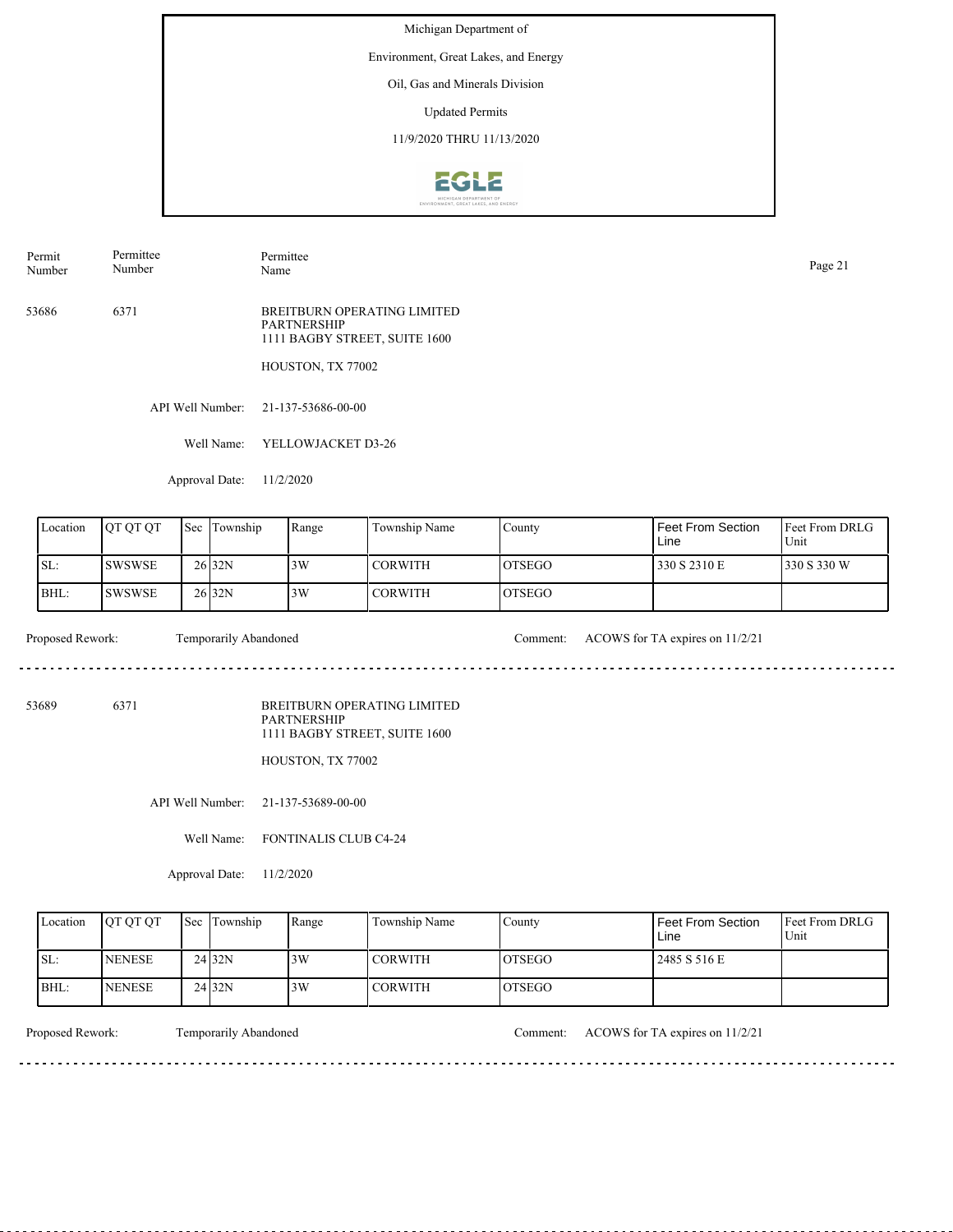Michigan Department of
Environment, Great Lakes, and Energy
Oil, Gas and Minerals Division
Updated Permits
11/9/2020 THRU 11/13/2020

| Permit Number | Permittee Number | Permittee Name |
|---|---|---|
| 53686 | 6371 | BREITBURN OPERATING LIMITED PARTNERSHIP<br>1111 BAGBY STREET, SUITE 1600<br>HOUSTON, TX 77002 |

API Well Number: 21-137-53686-00-00

Well Name: YELLOWJACKET D3-26

Approval Date: 11/2/2020

| Location | QT QT QT | Sec | Township | Range | Township Name | County | Feet From Section Line | Feet From DRLG Unit |
|---|---|---|---|---|---|---|---|---|
| SL: | SWSWSE | 26 | 32N | 3W | CORWITH | OTSEGO | 330 S 2310 E | 330 S 330 W |
| BHL: | SWSWSE | 26 | 32N | 3W | CORWITH | OTSEGO | | |

Proposed Rework: Temporarily Abandoned

Comment: ACOWS for TA expires on 11/2/21

---

| Permit Number | Permittee Number | Permittee Name |
|---|---|---|
| 53689 | 6371 | BREITBURN OPERATING LIMITED PARTNERSHIP<br>1111 BAGBY STREET, SUITE 1600<br>HOUSTON, TX 77002 |

API Well Number: 21-137-53689-00-00

Well Name: FONTINALIS CLUB C4-24

Approval Date: 11/2/2020

| Location | QT QT QT | Sec | Township | Range | Township Name | County | Feet From Section Line | Feet From DRLG Unit |
|---|---|---|---|---|---|---|---|---|
| SL: | NENESE | 24 | 32N | 3W | CORWITH | OTSEGO | 2485 S 516 E | |
| BHL: | NENESE | 24 | 32N | 3W | CORWITH | OTSEGO | | |

Proposed Rework: Temporarily Abandoned

Comment: ACOWS for TA expires on 11/2/21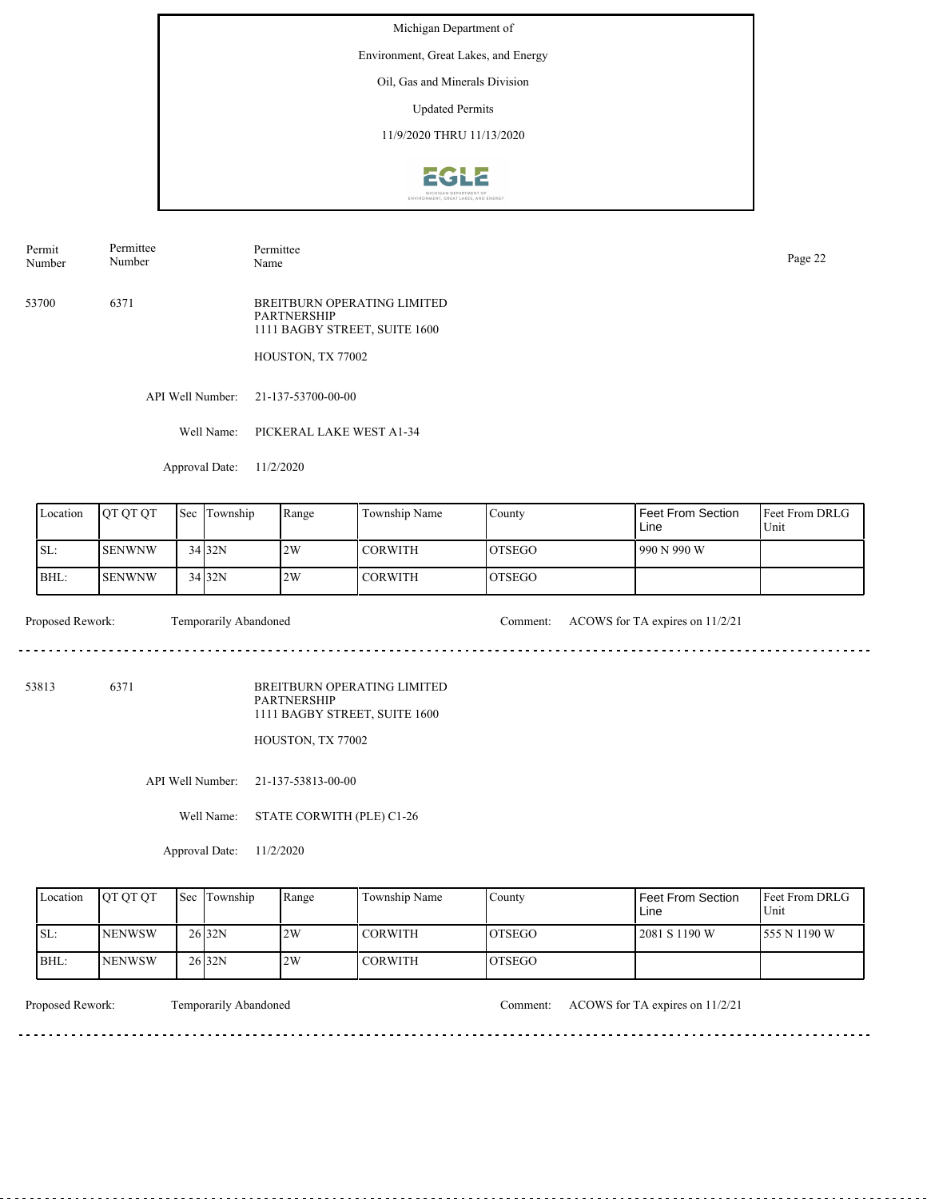Michigan Department of

Environment, Great Lakes, and Energy

Oil, Gas and Minerals Division

Updated Permits

11/9/2020 THRU 11/13/2020

| Permit Number | Permittee Number | Permittee Name |
|---|---|---|
| 53700 | 6371 | BREITBURN OPERATING LIMITED PARTNERSHIP<br>1111 BAGBY STREET, SUITE 1600<br>HOUSTON, TX 77002 |

API Well Number: 21-137-53700-00-00

Well Name: PICKERAL LAKE WEST A1-34

Approval Date: 11/2/2020

| Location | QT QT QT | Sec | Township | Range | Township Name | County | Feet From Section Line | Feet From DRLG Unit |
|---|---|---|---|---|---|---|---|---|
| SL: | SENWNW | 34 | 32N | 2W | CORWITH | OTSEGO | 990 N 990 W | |
| BHL: | SENWNW | 34 | 32N | 2W | CORWITH | OTSEGO | | |

Proposed Rework: Temporarily Abandoned

Comment: ACOWS for TA expires on 11/2/21

---

| Permit Number | Permittee Number | Permittee Name |
|---|---|---|
| 53813 | 6371 | BREITBURN OPERATING LIMITED PARTNERSHIP<br>1111 BAGBY STREET, SUITE 1600<br>HOUSTON, TX 77002 |

API Well Number: 21-137-53813-00-00

Well Name: STATE CORWITH (PLE) C1-26

Approval Date: 11/2/2020

| Location | QT QT QT | Sec | Township | Range | Township Name | County | Feet From Section Line | Feet From DRLG Unit |
|---|---|---|---|---|---|---|---|---|
| SL: | NENWSW | 26 | 32N | 2W | CORWITH | OTSEGO | 2081 S 1190 W | 555 N 1190 W |
| BHL: | NENWSW | 26 | 32N | 2W | CORWITH | OTSEGO | | |

Proposed Rework: Temporarily Abandoned

Comment: ACOWS for TA expires on 11/2/21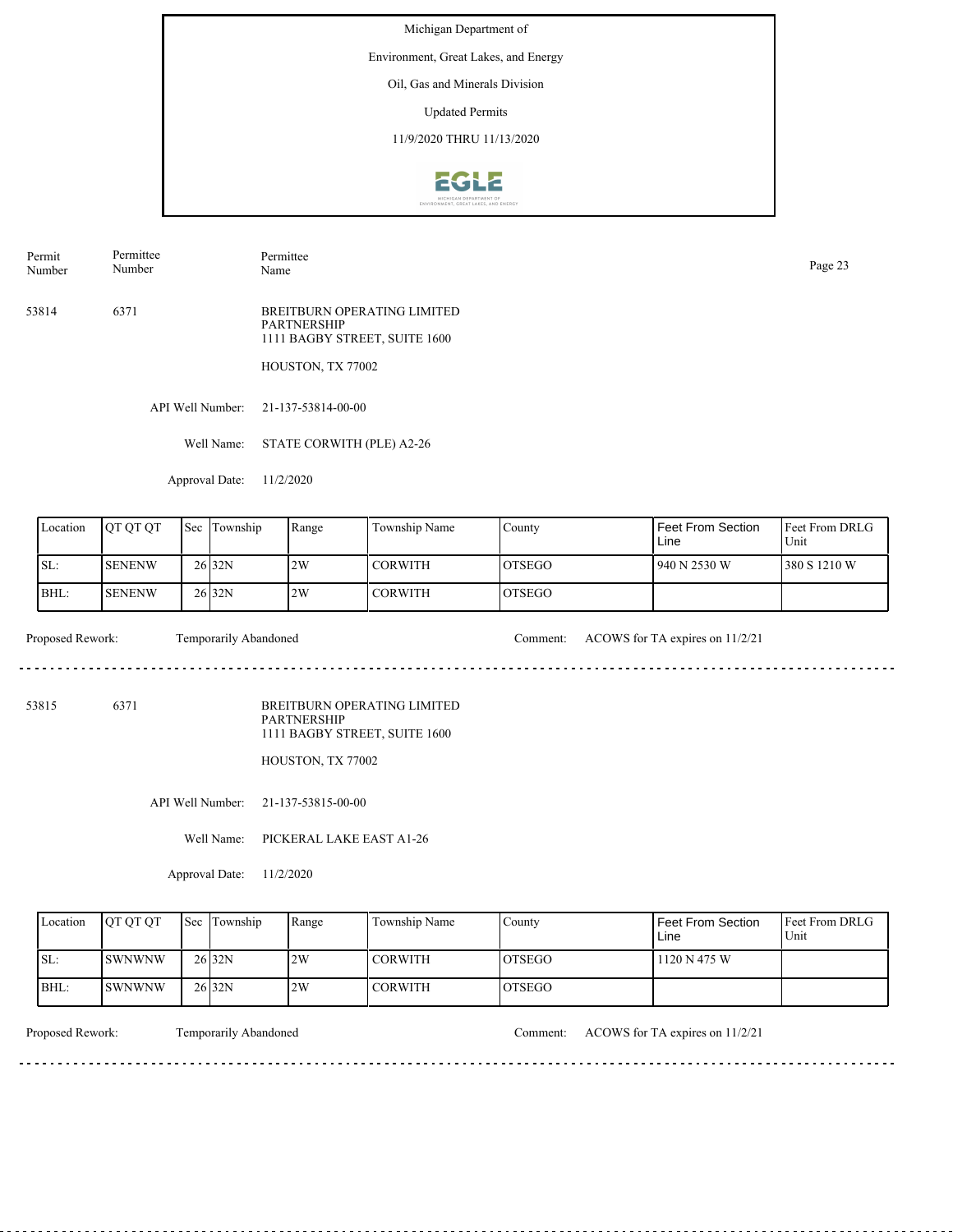Michigan Department of

Environment, Great Lakes, and Energy

Oil, Gas and Minerals Division

Updated Permits

11/9/2020 THRU 11/13/2020

| Permit Number | Permittee Number | Permittee Name |
|---|---|---|
| 53814 | 6371 | BREITBURN OPERATING LIMITED PARTNERSHIP<br>1111 BAGBY STREET, SUITE 1600<br>HOUSTON, TX 77002 |

API Well Number: 21-137-53814-00-00

Well Name: STATE CORWITH (PLE) A2-26

Approval Date: 11/2/2020

| Location | QT QT QT | Sec | Township | Range | Township Name | County | Feet From Section Line | Feet From DRLG Unit |
|---|---|---|---|---|---|---|---|---|
| SL: | SENENW | 26 | 32N | 2W | CORWITH | OTSEGO | 940 N 2530 W | 380 S 1210 W |
| BHL: | SENENW | 26 | 32N | 2W | CORWITH | OTSEGO | | |

Proposed Rework: Temporarily Abandoned

Comment: ACOWS for TA expires on 11/2/21

---

| Permit Number | Permittee Number | Permittee Name |
|---|---|---|
| 53815 | 6371 | BREITBURN OPERATING LIMITED PARTNERSHIP<br>1111 BAGBY STREET, SUITE 1600<br>HOUSTON, TX 77002 |

API Well Number: 21-137-53815-00-00

Well Name: PICKERAL LAKE EAST A1-26

Approval Date: 11/2/2020

| Location | QT QT QT | Sec | Township | Range | Township Name | County | Feet From Section Line | Feet From DRLG Unit |
|---|---|---|---|---|---|---|---|---|
| SL: | SWNWNW | 26 | 32N | 2W | CORWITH | OTSEGO | 1120 N 475 W | |
| BHL: | SWNWNW | 26 | 32N | 2W | CORWITH | OTSEGO | | |

Proposed Rework: Temporarily Abandoned

Comment: ACOWS for TA expires on 11/2/21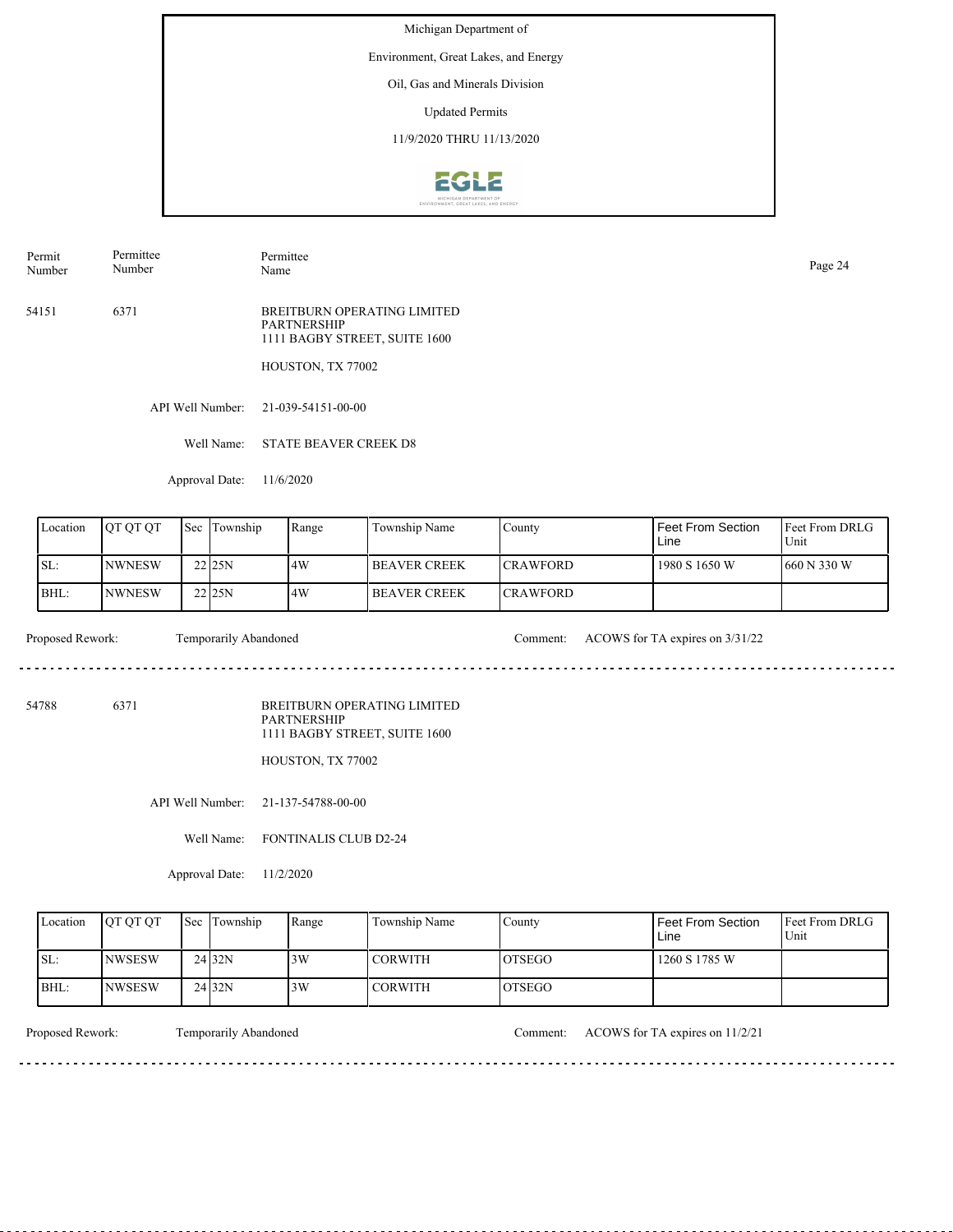Michigan Department of

Environment, Great Lakes, and Energy

Oil, Gas and Minerals Division

Updated Permits

11/9/2020 THRU 11/13/2020

| Permit Number | Permittee Number | Permittee Name |
|---|---|---|

54151 6371 BREITBURN OPERATING LIMITED PARTNERSHIP
1111 BAGBY STREET, SUITE 1600

HOUSTON, TX 77002

API Well Number: 21-039-54151-00-00

Well Name: STATE BEAVER CREEK D8

Approval Date: 11/6/2020

| Location | QT QT QT | Sec | Township | Range | Township Name | County | Feet From Section Line | Feet From DRLG Unit |
|---|---|---|---|---|---|---|---|---|
| SL: | NWNESW | 22 | 25N | 4W | BEAVER CREEK | CRAWFORD | 1980 S 1650 W | 660 N 330 W |
| BHL: | NWNESW | 22 | 25N | 4W | BEAVER CREEK | CRAWFORD | | |

Proposed Rework: Temporarily Abandoned Comment: ACOWS for TA expires on 3/31/22

54788 6371 BREITBURN OPERATING LIMITED PARTNERSHIP
1111 BAGBY STREET, SUITE 1600

HOUSTON, TX 77002

API Well Number: 21-137-54788-00-00

Well Name: FONTINALIS CLUB D2-24

Approval Date: 11/2/2020

| Location | QT QT QT | Sec | Township | Range | Township Name | County | Feet From Section Line | Feet From DRLG Unit |
|---|---|---|---|---|---|---|---|---|
| SL: | NWSESW | 24 | 32N | 3W | CORWITH | OTSEGO | 1260 S 1785 W | |
| BHL: | NWSESW | 24 | 32N | 3W | CORWITH | OTSEGO | | |

Proposed Rework: Temporarily Abandoned Comment: ACOWS for TA expires on 11/2/21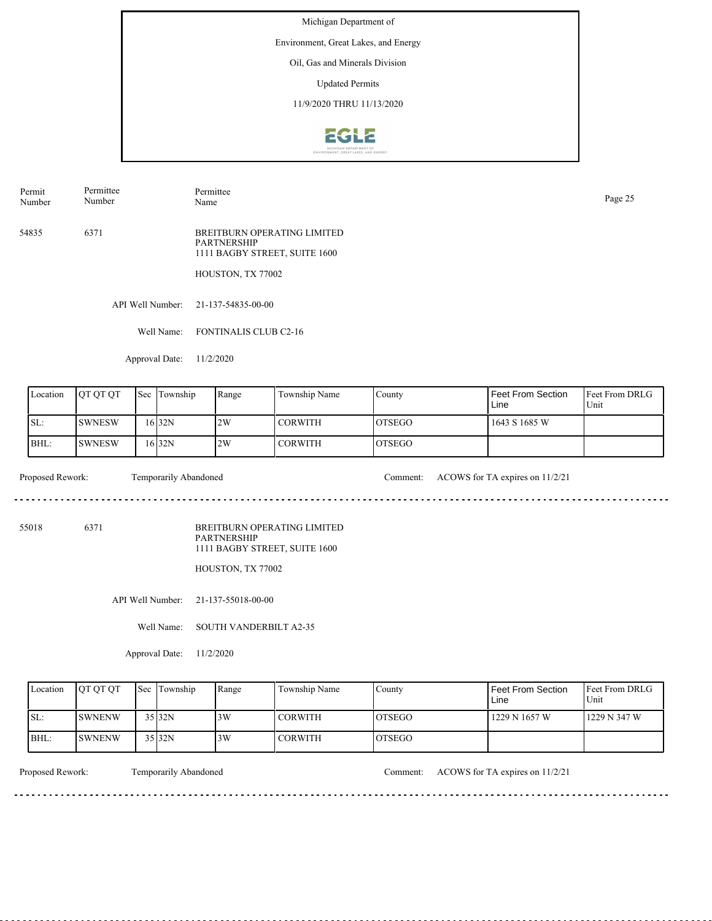Michigan Department of

Environment, Great Lakes, and Energy

Oil, Gas and Minerals Division

Updated Permits

11/9/2020 THRU 11/13/2020

| Permit Number | Permittee Number | Permittee Name |
|---|---|---|
| 54835 | 6371 | BREITBURN OPERATING LIMITED PARTNERSHIP 1111 BAGBY STREET, SUITE 1600 HOUSTON, TX 77002 |

API Well Number: 21-137-54835-00-00

Well Name: FONTINALIS CLUB C2-16

Approval Date: 11/2/2020

| Location | QT QT QT | Sec | Township | Range | Township Name | County | Feet From Section Line | Feet From DRLG Unit |
|---|---|---|---|---|---|---|---|---|
| SL: | SWNESW | 16 | 32N | 2W | CORWITH | OTSEGO | 1643 S 1685 W | |
| BHL: | SWNESW | 16 | 32N | 2W | CORWITH | OTSEGO | | |

Proposed Rework: Temporarily Abandoned

Comment: ACOWS for TA expires on 11/2/21

---

| Permit Number | Permittee Number | Permittee Name |
|---|---|---|
| 55018 | 6371 | BREITBURN OPERATING LIMITED PARTNERSHIP 1111 BAGBY STREET, SUITE 1600 HOUSTON, TX 77002 |

API Well Number: 21-137-55018-00-00

Well Name: SOUTH VANDERBILT A2-35

Approval Date: 11/2/2020

| Location | QT QT QT | Sec | Township | Range | Township Name | County | Feet From Section Line | Feet From DRLG Unit |
|---|---|---|---|---|---|---|---|---|
| SL: | SWNENW | 35 | 32N | 3W | CORWITH | OTSEGO | 1229 N 1657 W | 1229 N 347 W |
| BHL: | SWNENW | 35 | 32N | 3W | CORWITH | OTSEGO | | |

Proposed Rework: Temporarily Abandoned

Comment: ACOWS for TA expires on 11/2/21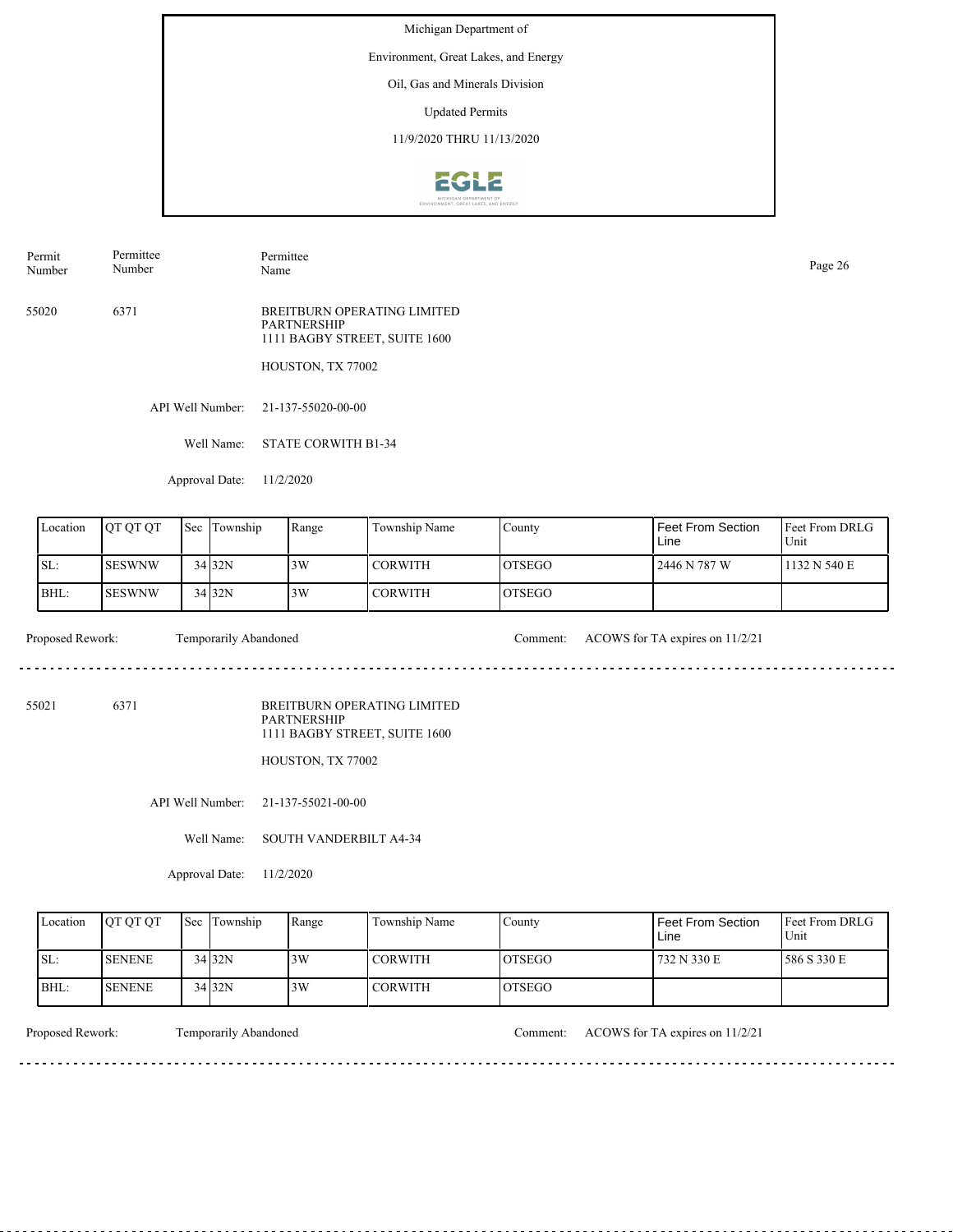Michigan Department of

Environment, Great Lakes, and Energy

Oil, Gas and Minerals Division

Updated Permits

11/9/2020 THRU 11/13/2020

| Permit Number | Permittee Number | Permittee Name |
|---|---|---|
| 55020 | 6371 | BREITBURN OPERATING LIMITED PARTNERSHIP<br>1111 BAGBY STREET, SUITE 1600<br>HOUSTON, TX 77002 |

API Well Number: 21-137-55020-00-00

Well Name: STATE CORWITH B1-34

Approval Date: 11/2/2020

| Location | QT QT QT | Sec | Township | Range | Township Name | County | Feet From Section Line | Feet From DRLG Unit |
|---|---|---|---|---|---|---|---|---|
| SL: | SESWNW | 34 | 32N | 3W | CORWITH | OTSEGO | 2446 N 787 W | 1132 N 540 E |
| BHL: | SESWNW | 34 | 32N | 3W | CORWITH | OTSEGO | | |

Proposed Rework: Temporarily Abandoned

Comment: ACOWS for TA expires on 11/2/21

---

| Permit Number | Permittee Number | Permittee Name |
|---|---|---|
| 55021 | 6371 | BREITBURN OPERATING LIMITED PARTNERSHIP<br>1111 BAGBY STREET, SUITE 1600<br>HOUSTON, TX 77002 |

API Well Number: 21-137-55021-00-00

Well Name: SOUTH VANDERBILT A4-34

Approval Date: 11/2/2020

| Location | QT QT QT | Sec | Township | Range | Township Name | County | Feet From Section Line | Feet From DRLG Unit |
|---|---|---|---|---|---|---|---|---|
| SL: | SENENE | 34 | 32N | 3W | CORWITH | OTSEGO | 732 N 330 E | 586 S 330 E |
| BHL: | SENENE | 34 | 32N | 3W | CORWITH | OTSEGO | | |

Proposed Rework: Temporarily Abandoned

Comment: ACOWS for TA expires on 11/2/21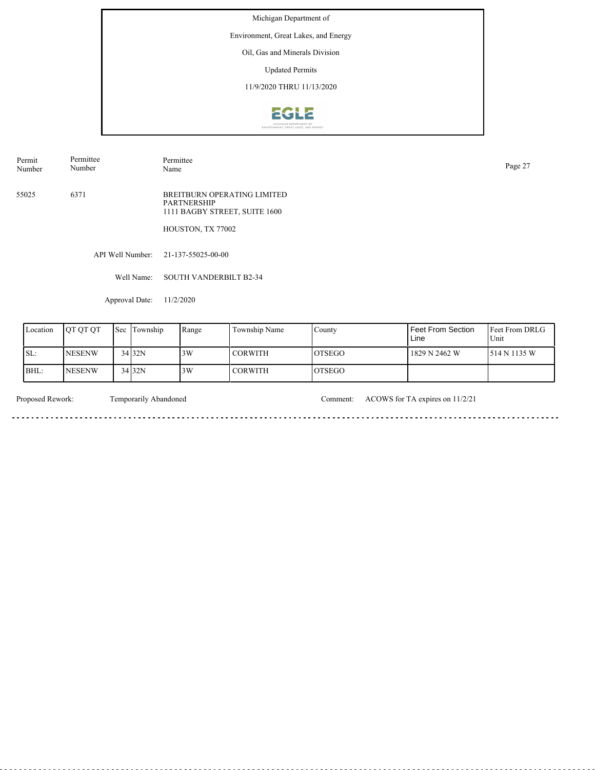Michigan Department of

Environment, Great Lakes, and Energy

Oil, Gas and Minerals Division

Updated Permits

11/9/2020 THRU 11/13/2020

| Permit Number | Permittee Number | Permittee Name |
|---|---|---|
| 55025 | 6371 | BREITBURN OPERATING LIMITED PARTNERSHIP<br>1111 BAGBY STREET, SUITE 1600<br><br>HOUSTON, TX 77002 |

API Well Number: 21-137-55025-00-00

Well Name: SOUTH VANDERBILT B2-34

Approval Date: 11/2/2020

| Location | QT QT QT | Sec | Township | Range | Township Name | County | Feet From Section Line | Feet From DRLG Unit |
|---|---|---|---|---|---|---|---|---|
| SL: | NESENW | 34 | 32N | 3W | CORWITH | OTSEGO | 1829 N 2462 W | 514 N 1135 W |
| BHL: | NESENW | 34 | 32N | 3W | CORWITH | OTSEGO | | |

Proposed Rework: Temporarily Abandoned

Comment: ACOWS for TA expires on 11/2/21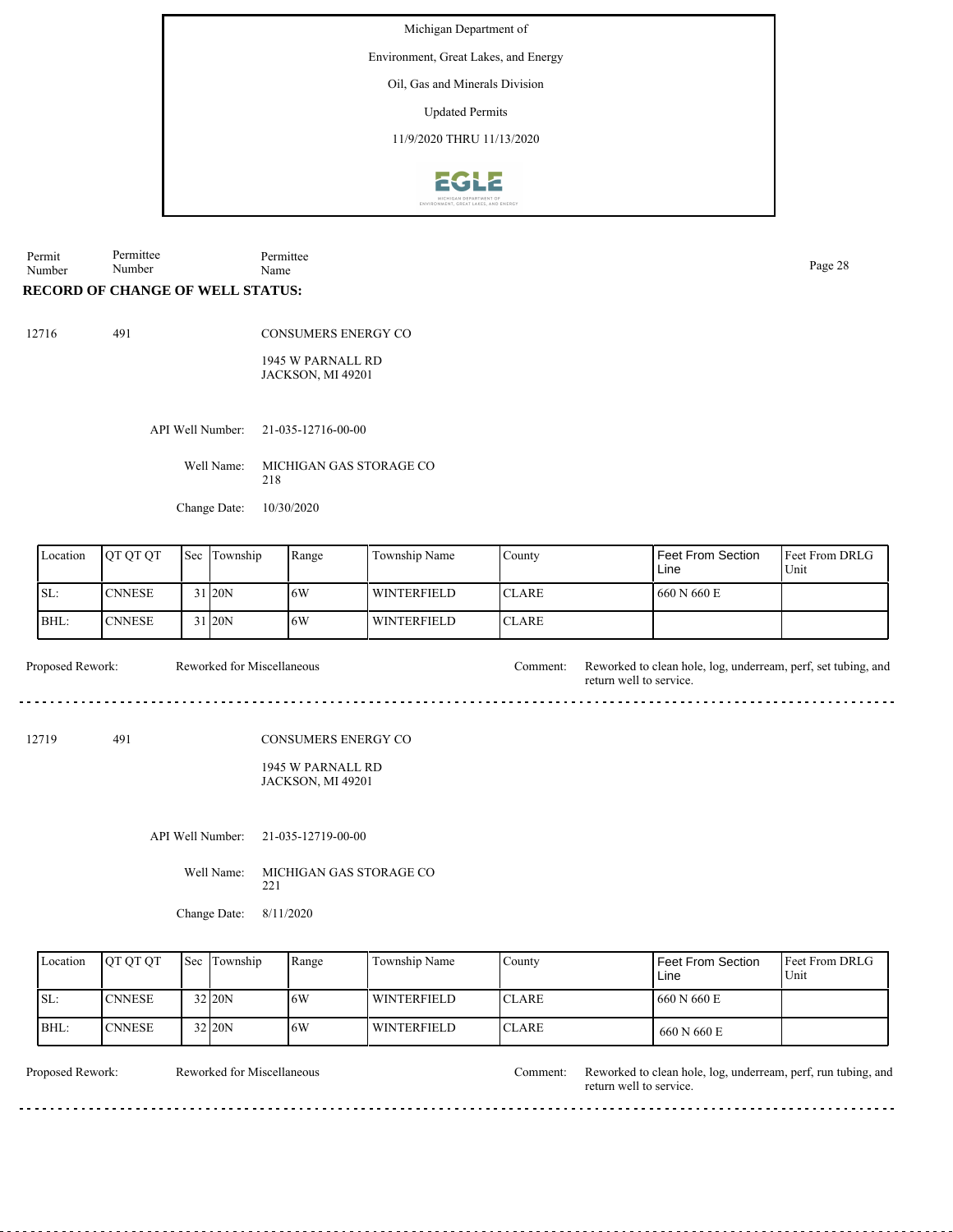Michigan Department of

Environment, Great Lakes, and Energy

Oil, Gas and Minerals Division

Updated Permits

11/9/2020 THRU 11/13/2020

| Permit Number | Permittee Number | Permittee Name |
|---|---|---|

**RECORD OF CHANGE OF WELL STATUS:**

12716 491 CONSUMERS ENERGY CO

1945 W PARNALL RD
JACKSON, MI 49201

API Well Number: 21-035-12716-00-00

Well Name: MICHIGAN GAS STORAGE CO 218

Change Date: 10/30/2020

| Location | QT QT QT | Sec | Township | Range | Township Name | County | Feet From Section Line | Feet From DRLG Unit |
|---|---|---|---|---|---|---|---|---|
| SL: | CNNESE | 31 | 20N | 6W | WINTERFIELD | CLARE | 660 N 660 E | |
| BHL: | CNNESE | 31 | 20N | 6W | WINTERFIELD | CLARE | | |

Proposed Rework: Reworked for Miscellaneous

Comment: Reworked to clean hole, log, underream, perf, set tubing, and return well to service.

---

12719 491 CONSUMERS ENERGY CO

1945 W PARNALL RD
JACKSON, MI 49201

API Well Number: 21-035-12719-00-00

Well Name: MICHIGAN GAS STORAGE CO 221

Change Date: 8/11/2020

| Location | QT QT QT | Sec | Township | Range | Township Name | County | Feet From Section Line | Feet From DRLG Unit |
|---|---|---|---|---|---|---|---|---|
| SL: | CNNESE | 32 | 20N | 6W | WINTERFIELD | CLARE | 660 N 660 E | |
| BHL: | CNNESE | 32 | 20N | 6W | WINTERFIELD | CLARE | 660 N 660 E | |

Proposed Rework: Reworked for Miscellaneous

Comment: Reworked to clean hole, log, underream, perf, run tubing, and return well to service.

---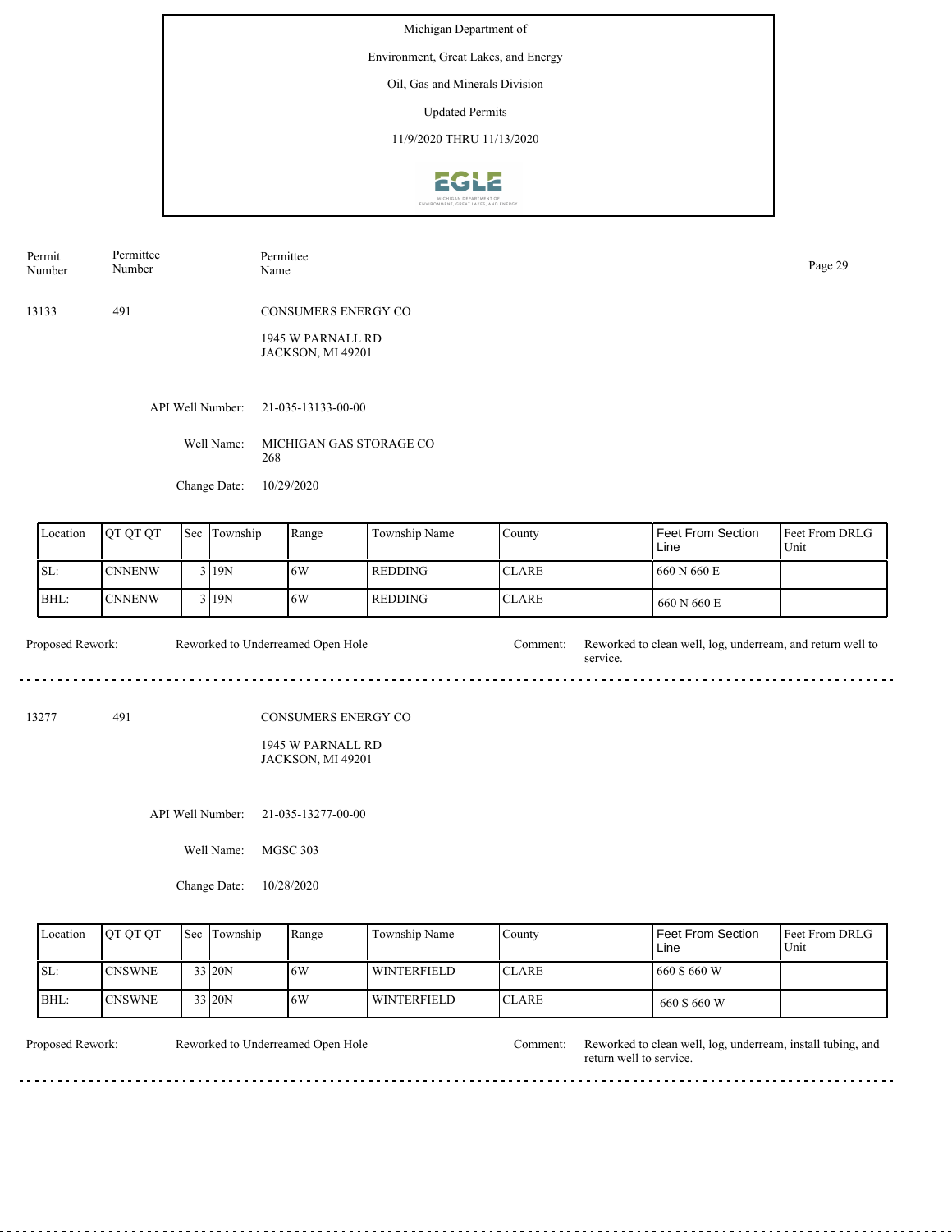Michigan Department of

Environment, Great Lakes, and Energy

Oil, Gas and Minerals Division

Updated Permits

11/9/2020 THRU 11/13/2020

| Permit Number | Permittee Number | Permittee Name |
|---|---|---|

13133 491 CONSUMERS ENERGY CO

1945 W PARNALL RD
JACKSON, MI 49201

API Well Number: 21-035-13133-00-00

Well Name: MICHIGAN GAS STORAGE CO 268

Change Date: 10/29/2020

| Location | QT QT QT | Sec | Township | Range | Township Name | County | Feet From Section Line | Feet From DRLG Unit |
|---|---|---|---|---|---|---|---|---|
| SL: | CNNENW | 3 | 19N | 6W | REDDING | CLARE | 660 N 660 E | |
| BHL: | CNNENW | 3 | 19N | 6W | REDDING | CLARE | 660 N 660 E | |

Proposed Rework: Reworked to Underreamed Open Hole

Comment: Reworked to clean well, log, underream, and return well to service.

---

13277 491 CONSUMERS ENERGY CO

1945 W PARNALL RD
JACKSON, MI 49201

API Well Number: 21-035-13277-00-00

Well Name: MGSC 303

Change Date: 10/28/2020

| Location | QT QT QT | Sec | Township | Range | Township Name | County | Feet From Section Line | Feet From DRLG Unit |
|---|---|---|---|---|---|---|---|---|
| SL: | CNSWNE | 33 | 20N | 6W | WINTERFIELD | CLARE | 660 S 660 W | |
| BHL: | CNSWNE | 33 | 20N | 6W | WINTERFIELD | CLARE | 660 S 660 W | |

Proposed Rework: Reworked to Underreamed Open Hole

Comment: Reworked to clean well, log, underream, install tubing, and return well to service.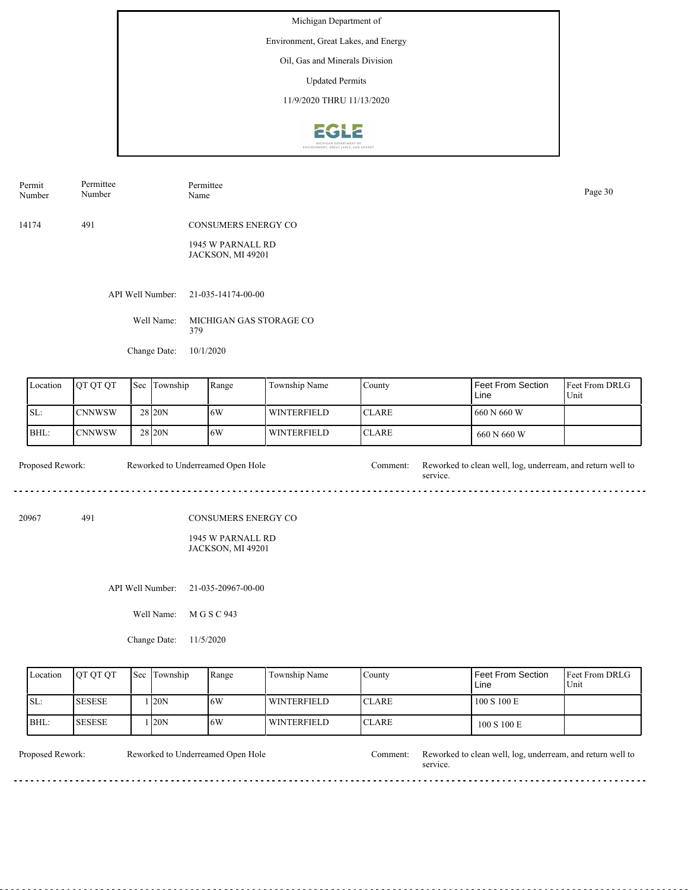Michigan Department of

Environment, Great Lakes, and Energy

Oil, Gas and Minerals Division

Updated Permits

11/9/2020 THRU 11/13/2020

| Permit Number | Permittee Number | Permittee Name |
|---|---|---|
| 14174 | 491 | CONSUMERS ENERGY CO<br>1945 W PARNALL RD<br>JACKSON, MI 49201 |

API Well Number: 21-035-14174-00-00

Well Name: MICHIGAN GAS STORAGE CO 379

Change Date: 10/1/2020

| Location | QT QT QT | Sec | Township | Range | Township Name | County | Feet From Section Line | Feet From DRLG Unit |
|---|---|---|---|---|---|---|---|---|
| SL: | CNNWSW | 28 | 20N | 6W | WINTERFIELD | CLARE | 660 N 660 W | |
| BHL: | CNNWSW | 28 | 20N | 6W | WINTERFIELD | CLARE | 660 N 660 W | |

Proposed Rework: Reworked to Underreamed Open Hole

Comment: Reworked to clean well, log, underream, and return well to service.

---

| Permit Number | Permittee Number | Permittee Name |
|---|---|---|
| 20967 | 491 | CONSUMERS ENERGY CO<br>1945 W PARNALL RD<br>JACKSON, MI 49201 |

API Well Number: 21-035-20967-00-00

Well Name: M G S C 943

Change Date: 11/5/2020

| Location | QT QT QT | Sec | Township | Range | Township Name | County | Feet From Section Line | Feet From DRLG Unit |
|---|---|---|---|---|---|---|---|---|
| SL: | SESESE | 1 | 20N | 6W | WINTERFIELD | CLARE | 100 S 100 E | |
| BHL: | SESESE | 1 | 20N | 6W | WINTERFIELD | CLARE | 100 S 100 E | |

Proposed Rework: Reworked to Underreamed Open Hole

Comment: Reworked to clean well, log, underream, and return well to service.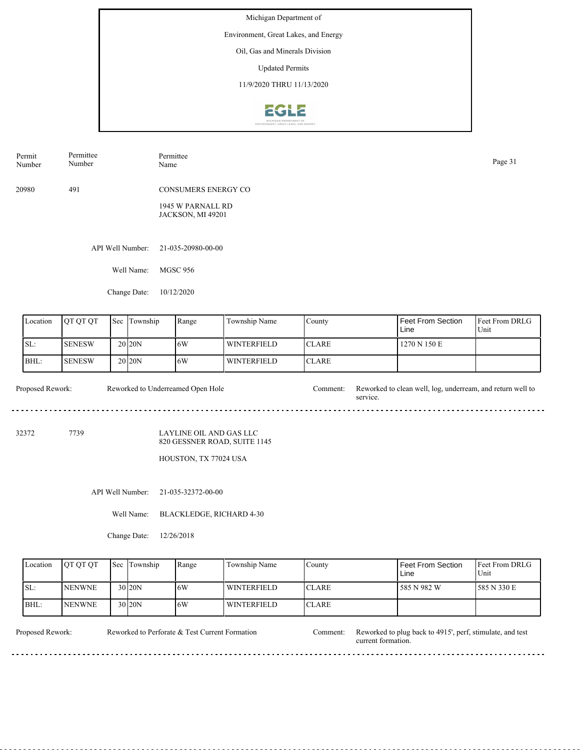Michigan Department of

Environment, Great Lakes, and Energy

Oil, Gas and Minerals Division

Updated Permits

11/9/2020 THRU 11/13/2020

| Permit Number | Permittee Number | Permittee Name |
|---|---|---|
| 20980 | 491 | CONSUMERS ENERGY CO<br>1945 W PARNALL RD<br>JACKSON, MI 49201 |

API Well Number: 21-035-20980-00-00

Well Name: MGSC 956

Change Date: 10/12/2020

| Location | QT QT QT | Sec | Township | Range | Township Name | County | Feet From Section Line | Feet From DRLG Unit |
|---|---|---|---|---|---|---|---|---|
| SL: | SENESW | 20 | 20N | 6W | WINTERFIELD | CLARE | 1270 N 150 E | |
| BHL: | SENESW | 20 | 20N | 6W | WINTERFIELD | CLARE | | |

Proposed Rework: Reworked to Underreamed Open Hole

Comment: Reworked to clean well, log, underream, and return well to service.

---

| Permit Number | Permittee Number | Permittee Name |
|---|---|---|
| 32372 | 7739 | LAYLINE OIL AND GAS LLC<br>820 GESSNER ROAD, SUITE 1145<br>HOUSTON, TX 77024 USA |

API Well Number: 21-035-32372-00-00

Well Name: BLACKLEDGE, RICHARD 4-30

Change Date: 12/26/2018

| Location | QT QT QT | Sec | Township | Range | Township Name | County | Feet From Section Line | Feet From DRLG Unit |
|---|---|---|---|---|---|---|---|---|
| SL: | NENWNE | 30 | 20N | 6W | WINTERFIELD | CLARE | 585 N 982 W | 585 N 330 E |
| BHL: | NENWNE | 30 | 20N | 6W | WINTERFIELD | CLARE | | |

Proposed Rework: Reworked to Perforate & Test Current Formation

Comment: Reworked to plug back to 4915', perf, stimulate, and test current formation.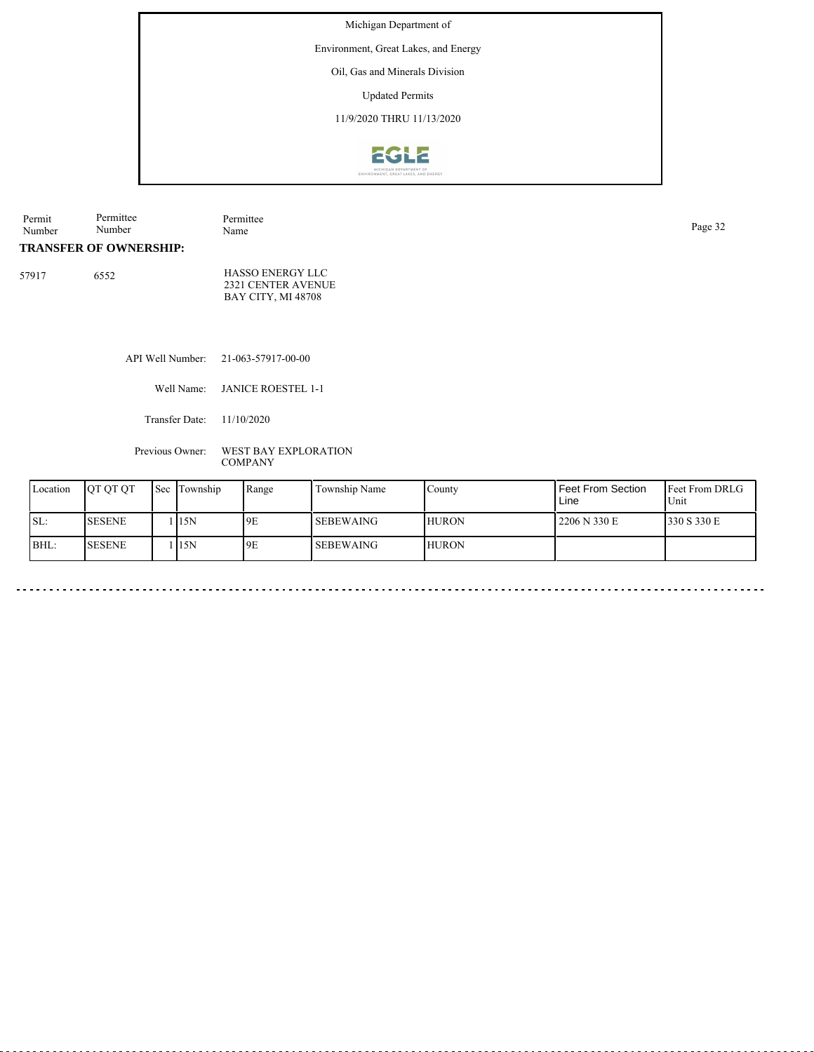Michigan Department of

Environment, Great Lakes, and Energy

Oil, Gas and Minerals Division

Updated Permits

11/9/2020 THRU 11/13/2020

| Permit Number | Permittee Number | Permittee Name |
|---|---|---|

**TRANSFER OF OWNERSHIP:**

57917 6552 HASSO ENERGY LLC
2321 CENTER AVENUE
BAY CITY, MI 48708

API Well Number: 21-063-57917-00-00

Well Name: JANICE ROESTEL 1-1

Transfer Date: 11/10/2020

Previous Owner: WEST BAY EXPLORATION COMPANY

| Location | QT QT QT | Sec | Township | Range | Township Name | County | Feet From Section Line | Feet From DRLG Unit |
|---|---|---|---|---|---|---|---|---|
| SL: | SESENE | 1 | 15N | 9E | SEBEWAING | HURON | 2206 N 330 E | 330 S 330 E |
| BHL: | SESENE | 1 | 15N | 9E | SEBEWAING | HURON | | |